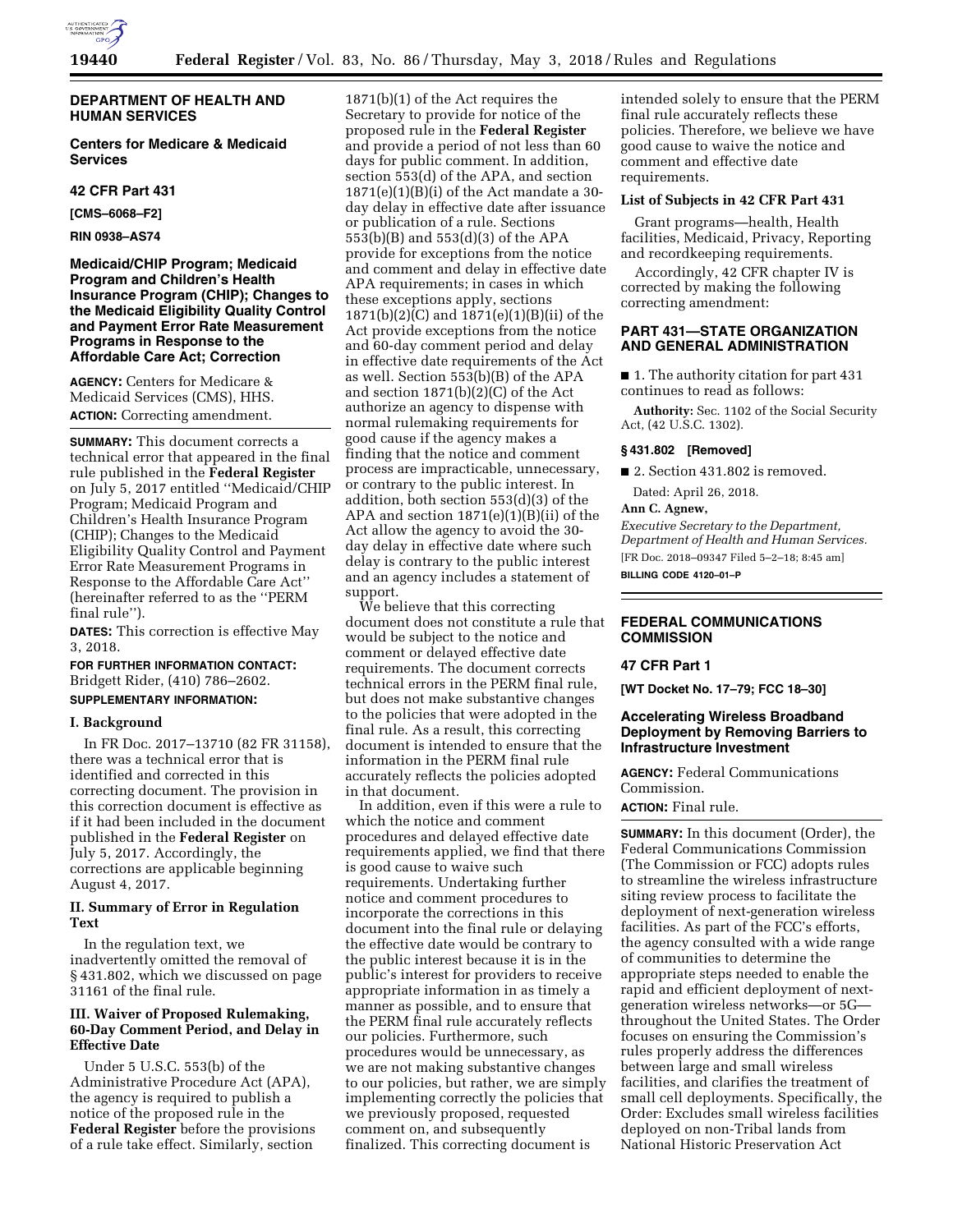## DEPARTMENT OF HEALTH AND HUMAN SERVICES

### Centers for Medicare & Medicaid Services

### 42 CFR Part 431

**[CMS–6068–F2]**

**RIN 0938–AS74**

### Medicaid/CHIP Program; Medicaid Program and Children's Health Insurance Program (CHIP); Changes to the Medicaid Eligibility Quality Control and Payment Error Rate Measurement Programs in Response to the Affordable Care Act; Correction

**AGENCY:** Centers for Medicare & Medicaid Services (CMS), HHS.

**ACTION:** Correcting amendment.

**SUMMARY:** This document corrects a technical error that appeared in the final rule published in the **Federal Register** on July 5, 2017 entitled ''Medicaid/CHIP Program; Medicaid Program and Children's Health Insurance Program (CHIP); Changes to the Medicaid Eligibility Quality Control and Payment Error Rate Measurement Programs in Response to the Affordable Care Act'' (hereinafter referred to as the ''PERM final rule'').

**DATES:** This correction is effective May 3, 2018.

**FOR FURTHER INFORMATION CONTACT:** Bridgett Rider, (410) 786–2602.

**SUPPLEMENTARY INFORMATION:**

#### I. Background

In FR Doc. 2017–13710 (82 FR 31158), there was a technical error that is identified and corrected in this correcting document. The provision in this correction document is effective as if it had been included in the document published in the **Federal Register** on July 5, 2017. Accordingly, the corrections are applicable beginning August 4, 2017.

#### II. Summary of Error in Regulation Text

In the regulation text, we inadvertently omitted the removal of § 431.802, which we discussed on page 31161 of the final rule.

#### III. Waiver of Proposed Rulemaking, 60-Day Comment Period, and Delay in Effective Date

Under 5 U.S.C. 553(b) of the Administrative Procedure Act (APA), the agency is required to publish a notice of the proposed rule in the **Federal Register** before the provisions of a rule take effect. Similarly, section 1871(b)(1) of the Act requires the Secretary to provide for notice of the proposed rule in the **Federal Register** and provide a period of not less than 60 days for public comment. In addition, section 553(d) of the APA, and section 1871(e)(1)(B)(i) of the Act mandate a 30-day delay in effective date after issuance or publication of a rule. Sections 553(b)(B) and 553(d)(3) of the APA provide for exceptions from the notice and comment and delay in effective date APA requirements; in cases in which these exceptions apply, sections 1871(b)(2)(C) and 1871(e)(1)(B)(ii) of the Act provide exceptions from the notice and 60-day comment period and delay in effective date requirements of the Act as well. Section 553(b)(B) of the APA and section 1871(b)(2)(C) of the Act authorize an agency to dispense with normal rulemaking requirements for good cause if the agency makes a finding that the notice and comment process are impracticable, unnecessary, or contrary to the public interest. In addition, both section 553(d)(3) of the APA and section 1871(e)(1)(B)(ii) of the Act allow the agency to avoid the 30-day delay in effective date where such delay is contrary to the public interest and an agency includes a statement of support.

We believe that this correcting document does not constitute a rule that would be subject to the notice and comment or delayed effective date requirements. The document corrects technical errors in the PERM final rule, but does not make substantive changes to the policies that were adopted in the final rule. As a result, this correcting document is intended to ensure that the information in the PERM final rule accurately reflects the policies adopted in that document.

In addition, even if this were a rule to which the notice and comment procedures and delayed effective date requirements applied, we find that there is good cause to waive such requirements. Undertaking further notice and comment procedures to incorporate the corrections in this document into the final rule or delaying the effective date would be contrary to the public interest because it is in the public's interest for providers to receive appropriate information in as timely a manner as possible, and to ensure that the PERM final rule accurately reflects our policies. Furthermore, such procedures would be unnecessary, as we are not making substantive changes to our policies, but rather, we are simply implementing correctly the policies that we previously proposed, requested comment on, and subsequently finalized. This correcting document is intended solely to ensure that the PERM final rule accurately reflects these policies. Therefore, we believe we have good cause to waive the notice and comment and effective date requirements.

#### List of Subjects in 42 CFR Part 431

Grant programs—health, Health facilities, Medicaid, Privacy, Reporting and recordkeeping requirements.

Accordingly, 42 CFR chapter IV is corrected by making the following correcting amendment:

### PART 431—STATE ORGANIZATION AND GENERAL ADMINISTRATION

■ 1. The authority citation for part 431 continues to read as follows:

**Authority:** Sec. 1102 of the Social Security Act, (42 U.S.C. 1302).

#### § 431.802 [Removed]

■ 2. Section 431.802 is removed.

Dated: April 26, 2018.

**Ann C. Agnew,**

*Executive Secretary to the Department, Department of Health and Human Services.*

[FR Doc. 2018–09347 Filed 5–2–18; 8:45 am]

**BILLING CODE 4120–01–P**

---

## FEDERAL COMMUNICATIONS COMMISSION

### 47 CFR Part 1

**[WT Docket No. 17–79; FCC 18–30]**

### Accelerating Wireless Broadband Deployment by Removing Barriers to Infrastructure Investment

**AGENCY:** Federal Communications Commission.

**ACTION:** Final rule.

**SUMMARY:** In this document (Order), the Federal Communications Commission (The Commission or FCC) adopts rules to streamline the wireless infrastructure siting review process to facilitate the deployment of next-generation wireless facilities. As part of the FCC's efforts, the agency consulted with a wide range of communities to determine the appropriate steps needed to enable the rapid and efficient deployment of next-generation wireless networks—or 5G—throughout the United States. The Order focuses on ensuring the Commission's rules properly address the differences between large and small wireless facilities, and clarifies the treatment of small cell deployments. Specifically, the Order: Excludes small wireless facilities deployed on non-Tribal lands from National Historic Preservation Act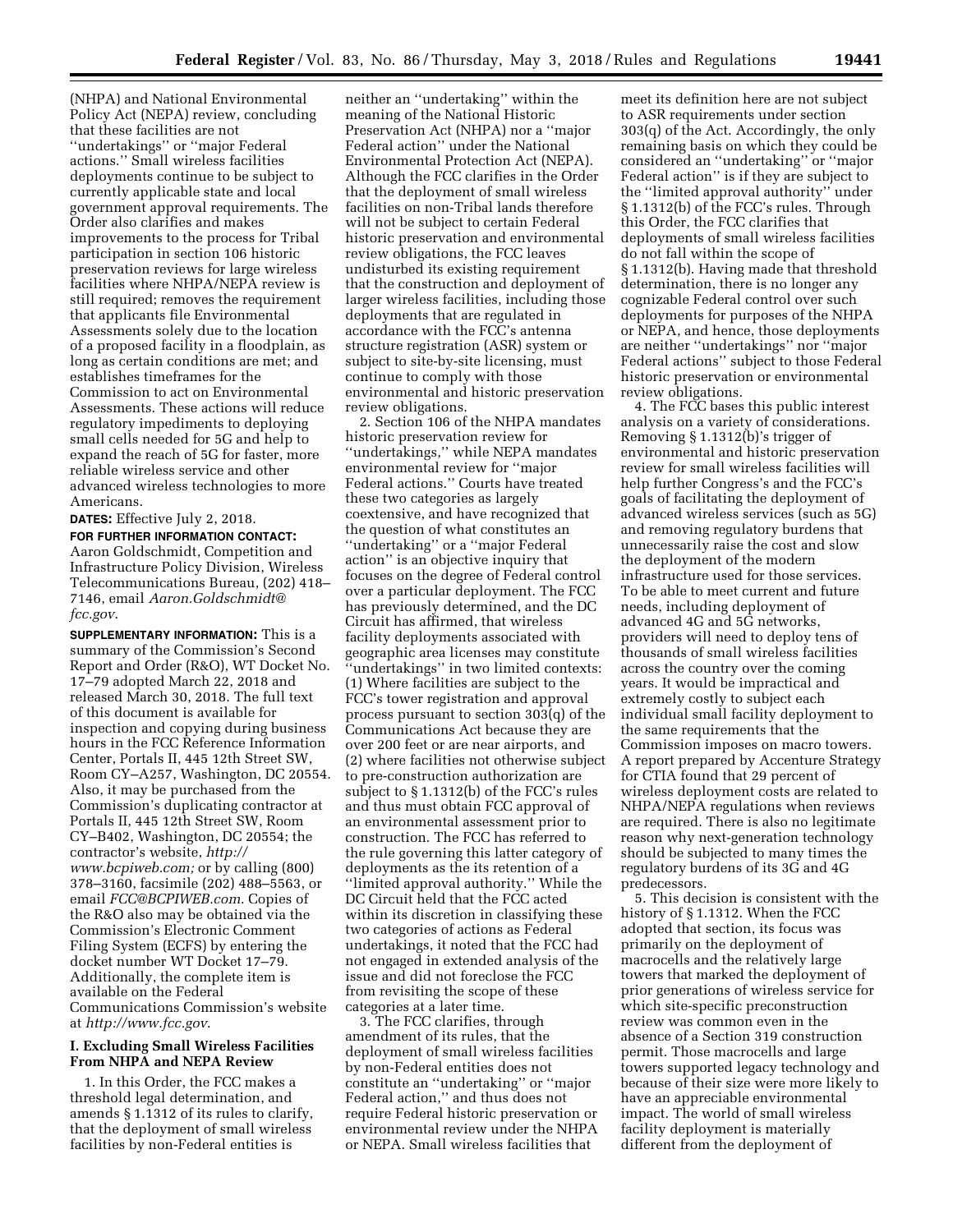(NHPA) and National Environmental Policy Act (NEPA) review, concluding that these facilities are not ''undertakings'' or ''major Federal actions.'' Small wireless facilities deployments continue to be subject to currently applicable state and local government approval requirements. The Order also clarifies and makes improvements to the process for Tribal participation in section 106 historic preservation reviews for large wireless facilities where NHPA/NEPA review is still required; removes the requirement that applicants file Environmental Assessments solely due to the location of a proposed facility in a floodplain, as long as certain conditions are met; and establishes timeframes for the Commission to act on Environmental Assessments. These actions will reduce regulatory impediments to deploying small cells needed for 5G and help to expand the reach of 5G for faster, more reliable wireless service and other advanced wireless technologies to more Americans.

**DATES:** Effective July 2, 2018.

**FOR FURTHER INFORMATION CONTACT:** Aaron Goldschmidt, Competition and Infrastructure Policy Division, Wireless Telecommunications Bureau, (202) 418–7146, email *Aaron.Goldschmidt@fcc.gov*.

**SUPPLEMENTARY INFORMATION:** This is a summary of the Commission's Second Report and Order (R&O), WT Docket No. 17–79 adopted March 22, 2018 and released March 30, 2018. The full text of this document is available for inspection and copying during business hours in the FCC Reference Information Center, Portals II, 445 12th Street SW, Room CY–A257, Washington, DC 20554. Also, it may be purchased from the Commission's duplicating contractor at Portals II, 445 12th Street SW, Room CY–B402, Washington, DC 20554; the contractor's website, *http://www.bcpiweb.com;* or by calling (800) 378–3160, facsimile (202) 488–5563, or email *FCC@BCPIWEB.com*. Copies of the R&O also may be obtained via the Commission's Electronic Comment Filing System (ECFS) by entering the docket number WT Docket 17–79. Additionally, the complete item is available on the Federal Communications Commission's website at *http://www.fcc.gov*.

## I. Excluding Small Wireless Facilities From NHPA and NEPA Review

1. In this Order, the FCC makes a threshold legal determination, and amends § 1.1312 of its rules to clarify, that the deployment of small wireless facilities by non-Federal entities is neither an ''undertaking'' within the meaning of the National Historic Preservation Act (NHPA) nor a ''major Federal action'' under the National Environmental Protection Act (NEPA). Although the FCC clarifies in the Order that the deployment of small wireless facilities on non-Tribal lands therefore will not be subject to certain Federal historic preservation and environmental review obligations, the FCC leaves undisturbed its existing requirement that the construction and deployment of larger wireless facilities, including those deployments that are regulated in accordance with the FCC's antenna structure registration (ASR) system or subject to site-by-site licensing, must continue to comply with those environmental and historic preservation review obligations.

2. Section 106 of the NHPA mandates historic preservation review for ''undertakings,'' while NEPA mandates environmental review for ''major Federal actions.'' Courts have treated these two categories as largely coextensive, and have recognized that the question of what constitutes an ''undertaking'' or a ''major Federal action'' is an objective inquiry that focuses on the degree of Federal control over a particular deployment. The FCC has previously determined, and the DC Circuit has affirmed, that wireless facility deployments associated with geographic area licenses may constitute ''undertakings'' in two limited contexts: (1) Where facilities are subject to the FCC's tower registration and approval process pursuant to section 303(q) of the Communications Act because they are over 200 feet or are near airports, and (2) where facilities not otherwise subject to pre-construction authorization are subject to § 1.1312(b) of the FCC's rules and thus must obtain FCC approval of an environmental assessment prior to construction. The FCC has referred to the rule governing this latter category of deployments as the its retention of a ''limited approval authority.'' While the DC Circuit held that the FCC acted within its discretion in classifying these two categories of actions as Federal undertakings, it noted that the FCC had not engaged in extended analysis of the issue and did not foreclose the FCC from revisiting the scope of these categories at a later time.

3. The FCC clarifies, through amendment of its rules, that the deployment of small wireless facilities by non-Federal entities does not constitute an ''undertaking'' or ''major Federal action,'' and thus does not require Federal historic preservation or environmental review under the NHPA or NEPA. Small wireless facilities that meet its definition here are not subject to ASR requirements under section 303(q) of the Act. Accordingly, the only remaining basis on which they could be considered an ''undertaking'' or ''major Federal action'' is if they are subject to the ''limited approval authority'' under § 1.1312(b) of the FCC's rules. Through this Order, the FCC clarifies that deployments of small wireless facilities do not fall within the scope of § 1.1312(b). Having made that threshold determination, there is no longer any cognizable Federal control over such deployments for purposes of the NHPA or NEPA, and hence, those deployments are neither ''undertakings'' nor ''major Federal actions'' subject to those Federal historic preservation or environmental review obligations.

4. The FCC bases this public interest analysis on a variety of considerations. Removing § 1.1312(b)'s trigger of environmental and historic preservation review for small wireless facilities will help further Congress's and the FCC's goals of facilitating the deployment of advanced wireless services (such as 5G) and removing regulatory burdens that unnecessarily raise the cost and slow the deployment of the modern infrastructure used for those services. To be able to meet current and future needs, including deployment of advanced 4G and 5G networks, providers will need to deploy tens of thousands of small wireless facilities across the country over the coming years. It would be impractical and extremely costly to subject each individual small facility deployment to the same requirements that the Commission imposes on macro towers. A report prepared by Accenture Strategy for CTIA found that 29 percent of wireless deployment costs are related to NHPA/NEPA regulations when reviews are required. There is also no legitimate reason why next-generation technology should be subjected to many times the regulatory burdens of its 3G and 4G predecessors.

5. This decision is consistent with the history of § 1.1312. When the FCC adopted that section, its focus was primarily on the deployment of macrocells and the relatively large towers that marked the deployment of prior generations of wireless service for which site-specific preconstruction review was common even in the absence of a Section 319 construction permit. Those macrocells and large towers supported legacy technology and because of their size were more likely to have an appreciable environmental impact. The world of small wireless facility deployment is materially different from the deployment of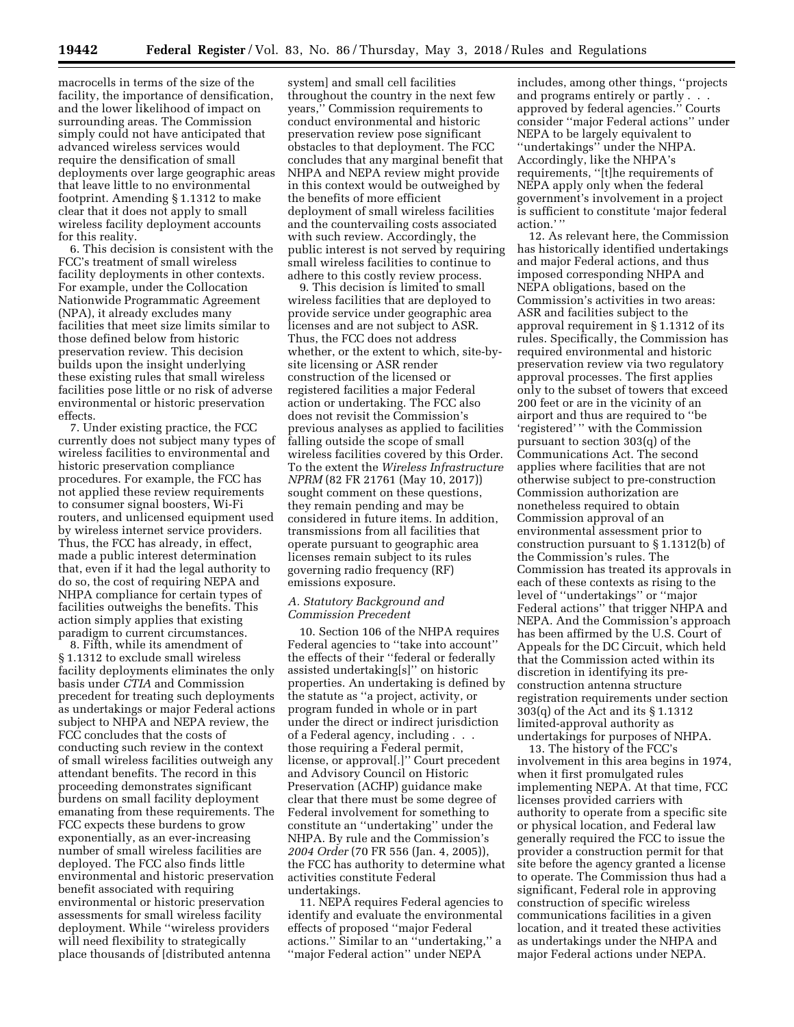macrocells in terms of the size of the facility, the importance of densification, and the lower likelihood of impact on surrounding areas. The Commission simply could not have anticipated that advanced wireless services would require the densification of small deployments over large geographic areas that leave little to no environmental footprint. Amending § 1.1312 to make clear that it does not apply to small wireless facility deployment accounts for this reality.

6. This decision is consistent with the FCC's treatment of small wireless facility deployments in other contexts. For example, under the Collocation Nationwide Programmatic Agreement (NPA), it already excludes many facilities that meet size limits similar to those defined below from historic preservation review. This decision builds upon the insight underlying these existing rules that small wireless facilities pose little or no risk of adverse environmental or historic preservation effects.

7. Under existing practice, the FCC currently does not subject many types of wireless facilities to environmental and historic preservation compliance procedures. For example, the FCC has not applied these review requirements to consumer signal boosters, Wi-Fi routers, and unlicensed equipment used by wireless internet service providers. Thus, the FCC has already, in effect, made a public interest determination that, even if it had the legal authority to do so, the cost of requiring NEPA and NHPA compliance for certain types of facilities outweighs the benefits. This action simply applies that existing paradigm to current circumstances.

8. Fifth, while its amendment of § 1.1312 to exclude small wireless facility deployments eliminates the only basis under *CTIA* and Commission precedent for treating such deployments as undertakings or major Federal actions subject to NHPA and NEPA review, the FCC concludes that the costs of conducting such review in the context of small wireless facilities outweigh any attendant benefits. The record in this proceeding demonstrates significant burdens on small facility deployment emanating from these requirements. The FCC expects these burdens to grow exponentially, as an ever-increasing number of small wireless facilities are deployed. The FCC also finds little environmental and historic preservation benefit associated with requiring environmental or historic preservation assessments for small wireless facility deployment. While ''wireless providers will need flexibility to strategically place thousands of [distributed antenna system] and small cell facilities throughout the country in the next few years,'' Commission requirements to conduct environmental and historic preservation review pose significant obstacles to that deployment. The FCC concludes that any marginal benefit that NHPA and NEPA review might provide in this context would be outweighed by the benefits of more efficient deployment of small wireless facilities and the countervailing costs associated with such review. Accordingly, the public interest is not served by requiring small wireless facilities to continue to adhere to this costly review process.

9. This decision is limited to small wireless facilities that are deployed to provide service under geographic area licenses and are not subject to ASR. Thus, the FCC does not address whether, or the extent to which, site-by-site licensing or ASR render construction of the licensed or registered facilities a major Federal action or undertaking. The FCC also does not revisit the Commission's previous analyses as applied to facilities falling outside the scope of small wireless facilities covered by this Order. To the extent the *Wireless Infrastructure NPRM* (82 FR 21761 (May 10, 2017)) sought comment on these questions, they remain pending and may be considered in future items. In addition, transmissions from all facilities that operate pursuant to geographic area licenses remain subject to its rules governing radio frequency (RF) emissions exposure.

### *A. Statutory Background and Commission Precedent*

10. Section 106 of the NHPA requires Federal agencies to ''take into account'' the effects of their ''federal or federally assisted undertaking[s]'' on historic properties. An undertaking is defined by the statute as ''a project, activity, or program funded in whole or in part under the direct or indirect jurisdiction of a Federal agency, including . . . those requiring a Federal permit, license, or approval[.]'' Court precedent and Advisory Council on Historic Preservation (ACHP) guidance make clear that there must be some degree of Federal involvement for something to constitute an ''undertaking'' under the NHPA. By rule and the Commission's *2004 Order* (70 FR 556 (Jan. 4, 2005)), the FCC has authority to determine what activities constitute Federal undertakings.

11. NEPA requires Federal agencies to identify and evaluate the environmental effects of proposed ''major Federal actions.'' Similar to an ''undertaking,'' a ''major Federal action'' under NEPA includes, among other things, ''projects and programs entirely or partly . . . approved by federal agencies.'' Courts consider ''major Federal actions'' under NEPA to be largely equivalent to ''undertakings'' under the NHPA. Accordingly, like the NHPA's requirements, ''[t]he requirements of NEPA apply only when the federal government's involvement in a project is sufficient to constitute 'major federal action.' ''

12. As relevant here, the Commission has historically identified undertakings and major Federal actions, and thus imposed corresponding NHPA and NEPA obligations, based on the Commission's activities in two areas: ASR and facilities subject to the approval requirement in § 1.1312 of its rules. Specifically, the Commission has required environmental and historic preservation review via two regulatory approval processes. The first applies only to the subset of towers that exceed 200 feet or are in the vicinity of an airport and thus are required to ''be 'registered' '' with the Commission pursuant to section 303(q) of the Communications Act. The second applies where facilities that are not otherwise subject to pre-construction Commission authorization are nonetheless required to obtain Commission approval of an environmental assessment prior to construction pursuant to § 1.1312(b) of the Commission's rules. The Commission has treated its approvals in each of these contexts as rising to the level of ''undertakings'' or ''major Federal actions'' that trigger NHPA and NEPA. And the Commission's approach has been affirmed by the U.S. Court of Appeals for the DC Circuit, which held that the Commission acted within its discretion in identifying its pre-construction antenna structure registration requirements under section 303(q) of the Act and its § 1.1312 limited-approval authority as undertakings for purposes of NHPA.

13. The history of the FCC's involvement in this area begins in 1974, when it first promulgated rules implementing NEPA. At that time, FCC licenses provided carriers with authority to operate from a specific site or physical location, and Federal law generally required the FCC to issue the provider a construction permit for that site before the agency granted a license to operate. The Commission thus had a significant, Federal role in approving construction of specific wireless communications facilities in a given location, and it treated these activities as undertakings under the NHPA and major Federal actions under NEPA.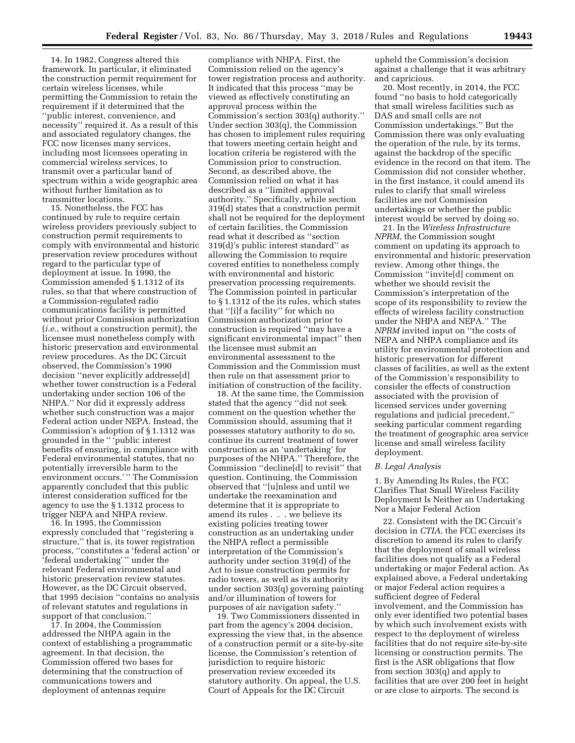14. In 1982, Congress altered this framework. In particular, it eliminated the construction permit requirement for certain wireless licenses, while permitting the Commission to retain the requirement if it determined that the ''public interest, convenience, and necessity'' required it. As a result of this and associated regulatory changes, the FCC now licenses many services, including most licensees operating in commercial wireless services, to transmit over a particular band of spectrum within a wide geographic area without further limitation as to transmitter locations.

15. Nonetheless, the FCC has continued by rule to require certain wireless providers previously subject to construction permit requirements to comply with environmental and historic preservation review procedures without regard to the particular type of deployment at issue. In 1990, the Commission amended § 1.1312 of its rules, so that that where construction of a Commission-regulated radio communications facility is permitted without prior Commission authorization (*i.e.,* without a construction permit), the licensee must nonetheless comply with historic preservation and environmental review procedures. As the DC Circuit observed, the Commission's 1990 decision ''never explicitly addresse[d] whether tower construction is a Federal undertaking under section 106 of the NHPA.'' Nor did it expressly address whether such construction was a major Federal action under NEPA. Instead, the Commission's adoption of § 1.1312 was grounded in the '' 'public interest benefits of ensuring, in compliance with Federal environmental statutes, that no potentially irreversible harm to the environment occurs.' '' The Commission apparently concluded that this public interest consideration sufficed for the agency to use the § 1.1312 process to trigger NEPA and NHPA review.

16. In 1995, the Commission expressly concluded that ''registering a structure,'' that is, its tower registration process, ''constitutes a 'federal action' or 'federal undertaking' '' under the relevant Federal environmental and historic preservation review statutes. However, as the DC Circuit observed, that 1995 decision ''contains no analysis of relevant statutes and regulations in support of that conclusion.''

17. In 2004, the Commission addressed the NHPA again in the context of establishing a programmatic agreement. In that decision, the Commission offered two bases for determining that the construction of communications towers and deployment of antennas require compliance with NHPA. First, the Commission relied on the agency's tower registration process and authority. It indicated that this process ''may be viewed as effectively constituting an approval process within the Commission's section 303(q) authority.'' Under section 303(q), the Commission has chosen to implement rules requiring that towers meeting certain height and location criteria be registered with the Commission prior to construction. Second, as described above, the Commission relied on what it has described as a ''limited approval authority.'' Specifically, while section 319(d) states that a construction permit shall not be required for the deployment of certain facilities, the Commission read what it described as ''section 319(d)'s public interest standard'' as allowing the Commission to require covered entities to nonetheless comply with environmental and historic preservation processing requirements. The Commission pointed in particular to § 1.1312 of the its rules, which states that ''[i]f a facility'' for which no Commission authorization prior to construction is required ''may have a significant environmental impact'' then the licensee must submit an environmental assessment to the Commission and the Commission must then rule on that assessment prior to initiation of construction of the facility.

18. At the same time, the Commission stated that the agency ''did not seek comment on the question whether the Commission should, assuming that it possesses statutory authority to do so, continue its current treatment of tower construction as an 'undertaking' for purposes of the NHPA.'' Therefore, the Commission ''decline[d] to revisit'' that question. Continuing, the Commission observed that ''[u]nless and until we undertake the reexamination and determine that it is appropriate to amend its rules . . . we believe its existing policies treating tower construction as an undertaking under the NHPA reflect a permissible interpretation of the Commission's authority under section 319(d) of the Act to issue construction permits for radio towers, as well as its authority under section 303(q) governing painting and/or illumination of towers for purposes of air navigation safety.''

19. Two Commissioners dissented in part from the agency's 2004 decision, expressing the view that, in the absence of a construction permit or a site-by-site license, the Commission's retention of jurisdiction to require historic preservation review exceeded its statutory authority. On appeal, the U.S. Court of Appeals for the DC Circuit upheld the Commission's decision against a challenge that it was arbitrary and capricious.

20. Most recently, in 2014, the FCC found ''no basis to hold categorically that small wireless facilities such as DAS and small cells are not Commission undertakings.'' But the Commission there was only evaluating the operation of the rule, by its terms, against the backdrop of the specific evidence in the record on that item. The Commission did not consider whether, in the first instance, it could amend its rules to clarify that small wireless facilities are not Commission undertakings or whether the public interest would be served by doing so.

21. In the *Wireless Infrastructure NPRM,* the Commission sought comment on updating its approach to environmental and historic preservation review. Among other things, the Commission ''invite[d] comment on whether we should revisit the Commission's interpretation of the scope of its responsibility to review the effects of wireless facility construction under the NHPA and NEPA.'' The *NPRM* invited input on ''the costs of NEPA and NHPA compliance and its utility for environmental protection and historic preservation for different classes of facilities, as well as the extent of the Commission's responsibility to consider the effects of construction associated with the provision of licensed services under governing regulations and judicial precedent,'' seeking particular comment regarding the treatment of geographic area service license and small wireless facility deployment.

### *B. Legal Analysis*

#### 1. By Amending Its Rules, the FCC Clarifies That Small Wireless Facility Deployment Is Neither an Undertaking Nor a Major Federal Action

22. Consistent with the DC Circuit's decision in *CTIA,* the FCC exercises its discretion to amend its rules to clarify that the deployment of small wireless facilities does not qualify as a Federal undertaking or major Federal action. As explained above, a Federal undertaking or major Federal action requires a sufficient degree of Federal involvement, and the Commission has only ever identified two potential bases by which such involvement exists with respect to the deployment of wireless facilities that do not require site-by-site licensing or construction permits. The first is the ASR obligations that flow from section 303(q) and apply to facilities that are over 200 feet in height or are close to airports. The second is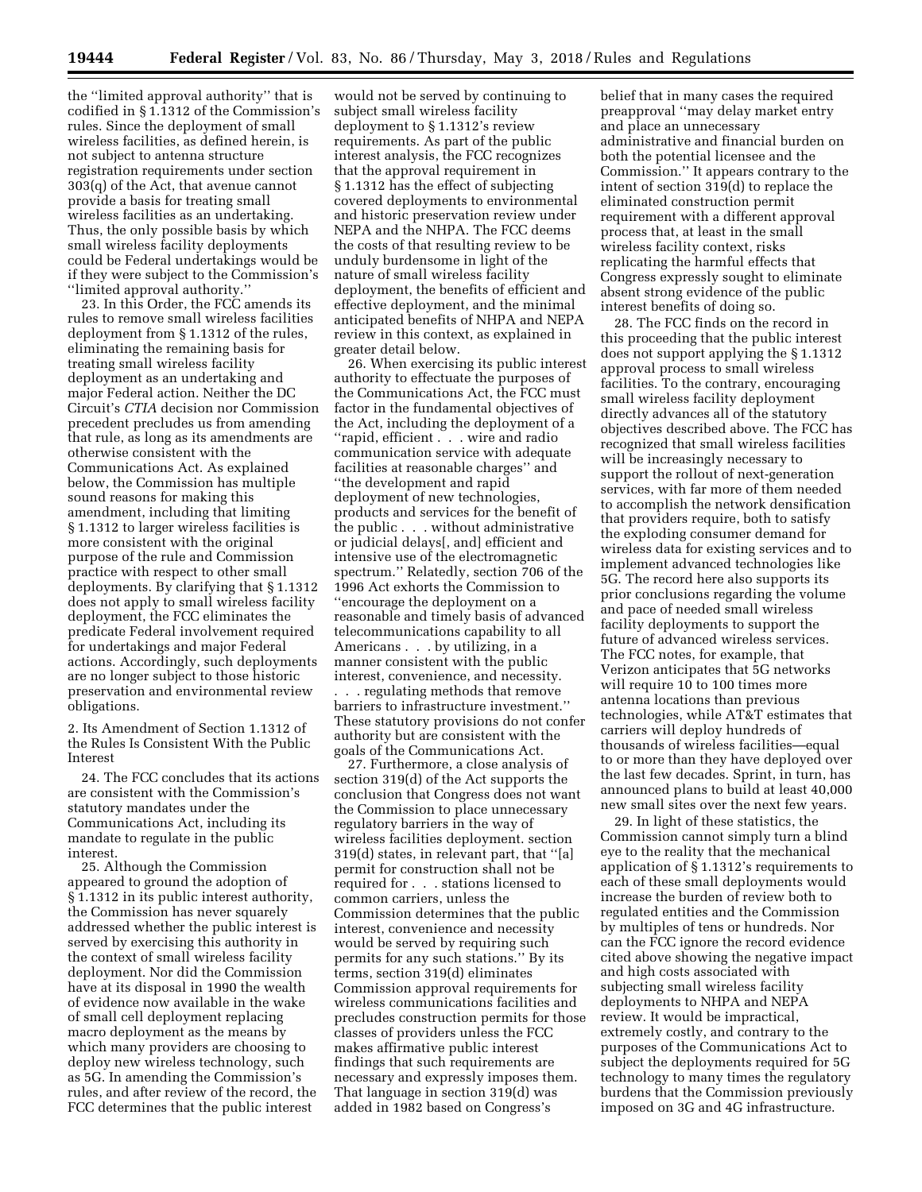the "limited approval authority" that is codified in § 1.1312 of the Commission's rules. Since the deployment of small wireless facilities, as defined herein, is not subject to antenna structure registration requirements under section 303(q) of the Act, that avenue cannot provide a basis for treating small wireless facilities as an undertaking. Thus, the only possible basis by which small wireless facility deployments could be Federal undertakings would be if they were subject to the Commission's "limited approval authority."

23. In this Order, the FCC amends its rules to remove small wireless facilities deployment from § 1.1312 of the rules, eliminating the remaining basis for treating small wireless facility deployment as an undertaking and major Federal action. Neither the DC Circuit's *CTIA* decision nor Commission precedent precludes us from amending that rule, as long as its amendments are otherwise consistent with the Communications Act. As explained below, the Commission has multiple sound reasons for making this amendment, including that limiting § 1.1312 to larger wireless facilities is more consistent with the original purpose of the rule and Commission practice with respect to other small deployments. By clarifying that § 1.1312 does not apply to small wireless facility deployment, the FCC eliminates the predicate Federal involvement required for undertakings and major Federal actions. Accordingly, such deployments are no longer subject to those historic preservation and environmental review obligations.

## 2. Its Amendment of Section 1.1312 of the Rules Is Consistent With the Public Interest

24. The FCC concludes that its actions are consistent with the Commission's statutory mandates under the Communications Act, including its mandate to regulate in the public interest.

25. Although the Commission appeared to ground the adoption of § 1.1312 in its public interest authority, the Commission has never squarely addressed whether the public interest is served by exercising this authority in the context of small wireless facility deployment. Nor did the Commission have at its disposal in 1990 the wealth of evidence now available in the wake of small cell deployment replacing macro deployment as the means by which many providers are choosing to deploy new wireless technology, such as 5G. In amending the Commission's rules, and after review of the record, the FCC determines that the public interest would not be served by continuing to subject small wireless facility deployment to § 1.1312's review requirements. As part of the public interest analysis, the FCC recognizes that the approval requirement in § 1.1312 has the effect of subjecting covered deployments to environmental and historic preservation review under NEPA and the NHPA. The FCC deems the costs of that resulting review to be unduly burdensome in light of the nature of small wireless facility deployment, the benefits of efficient and effective deployment, and the minimal anticipated benefits of NHPA and NEPA review in this context, as explained in greater detail below.

26. When exercising its public interest authority to effectuate the purposes of the Communications Act, the FCC must factor in the fundamental objectives of the Act, including the deployment of a "rapid, efficient . . . wire and radio communication service with adequate facilities at reasonable charges" and "the development and rapid deployment of new technologies, products and services for the benefit of the public . . . without administrative or judicial delays[, and] efficient and intensive use of the electromagnetic spectrum." Relatedly, section 706 of the 1996 Act exhorts the Commission to "encourage the deployment on a reasonable and timely basis of advanced telecommunications capability to all Americans . . . by utilizing, in a manner consistent with the public interest, convenience, and necessity. . . . regulating methods that remove barriers to infrastructure investment." These statutory provisions do not confer authority but are consistent with the goals of the Communications Act.

27. Furthermore, a close analysis of section 319(d) of the Act supports the conclusion that Congress does not want the Commission to place unnecessary regulatory barriers in the way of wireless facilities deployment. section 319(d) states, in relevant part, that "[a] permit for construction shall not be required for . . . stations licensed to common carriers, unless the Commission determines that the public interest, convenience and necessity would be served by requiring such permits for any such stations." By its terms, section 319(d) eliminates Commission approval requirements for wireless communications facilities and precludes construction permits for those classes of providers unless the FCC makes affirmative public interest findings that such requirements are necessary and expressly imposes them. That language in section 319(d) was added in 1982 based on Congress's belief that in many cases the required preapproval "may delay market entry and place an unnecessary administrative and financial burden on both the potential licensee and the Commission." It appears contrary to the intent of section 319(d) to replace the eliminated construction permit requirement with a different approval process that, at least in the small wireless facility context, risks replicating the harmful effects that Congress expressly sought to eliminate absent strong evidence of the public interest benefits of doing so.

28. The FCC finds on the record in this proceeding that the public interest does not support applying the § 1.1312 approval process to small wireless facilities. To the contrary, encouraging small wireless facility deployment directly advances all of the statutory objectives described above. The FCC has recognized that small wireless facilities will be increasingly necessary to support the rollout of next-generation services, with far more of them needed to accomplish the network densification that providers require, both to satisfy the exploding consumer demand for wireless data for existing services and to implement advanced technologies like 5G. The record here also supports its prior conclusions regarding the volume and pace of needed small wireless facility deployments to support the future of advanced wireless services. The FCC notes, for example, that Verizon anticipates that 5G networks will require 10 to 100 times more antenna locations than previous technologies, while AT&T estimates that carriers will deploy hundreds of thousands of wireless facilities—equal to or more than they have deployed over the last few decades. Sprint, in turn, has announced plans to build at least 40,000 new small sites over the next few years.

29. In light of these statistics, the Commission cannot simply turn a blind eye to the reality that the mechanical application of § 1.1312's requirements to each of these small deployments would increase the burden of review both to regulated entities and the Commission by multiples of tens or hundreds. Nor can the FCC ignore the record evidence cited above showing the negative impact and high costs associated with subjecting small wireless facility deployments to NHPA and NEPA review. It would be impractical, extremely costly, and contrary to the purposes of the Communications Act to subject the deployments required for 5G technology to many times the regulatory burdens that the Commission previously imposed on 3G and 4G infrastructure.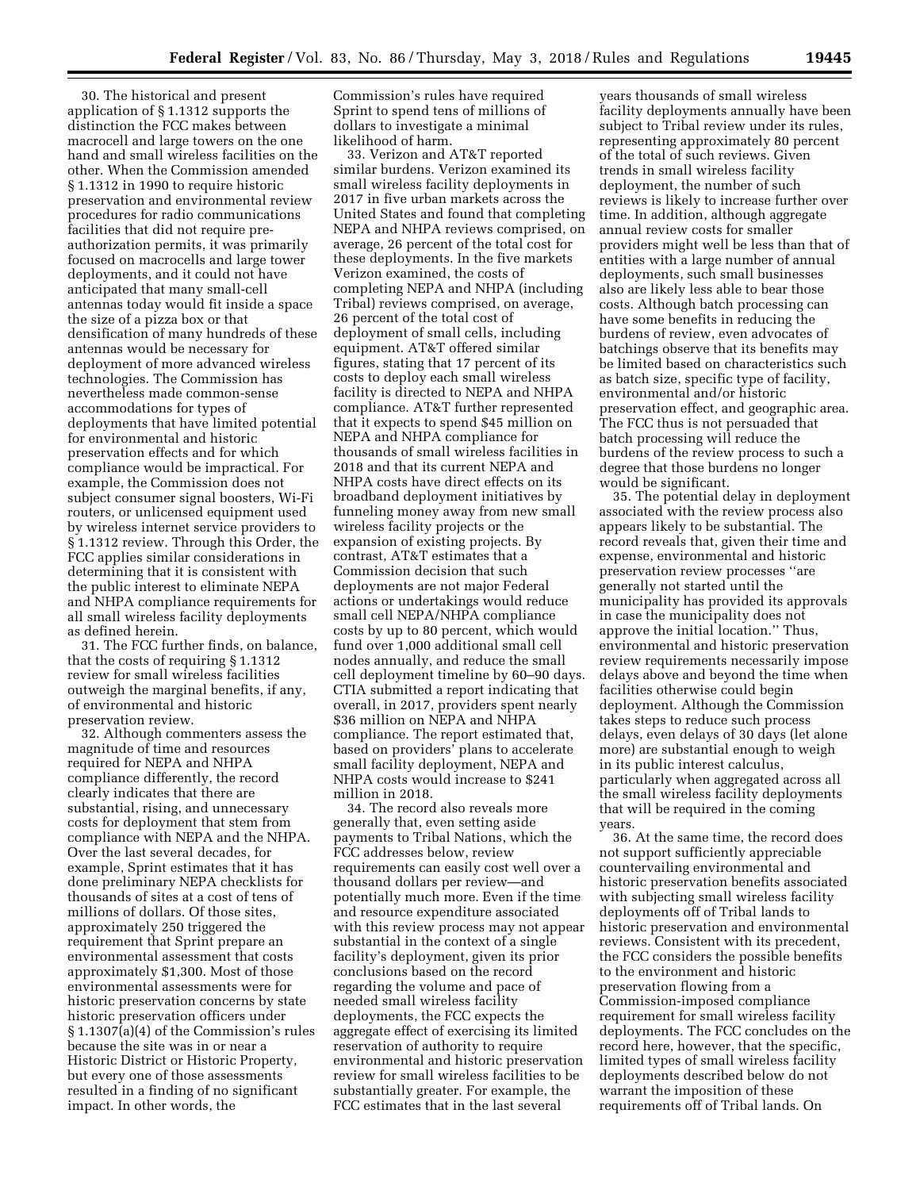30. The historical and present application of § 1.1312 supports the distinction the FCC makes between macrocell and large towers on the one hand and small wireless facilities on the other. When the Commission amended § 1.1312 in 1990 to require historic preservation and environmental review procedures for radio communications facilities that did not require pre-authorization permits, it was primarily focused on macrocells and large tower deployments, and it could not have anticipated that many small-cell antennas today would fit inside a space the size of a pizza box or that densification of many hundreds of these antennas would be necessary for deployment of more advanced wireless technologies. The Commission has nevertheless made common-sense accommodations for types of deployments that have limited potential for environmental and historic preservation effects and for which compliance would be impractical. For example, the Commission does not subject consumer signal boosters, Wi-Fi routers, or unlicensed equipment used by wireless internet service providers to § 1.1312 review. Through this Order, the FCC applies similar considerations in determining that it is consistent with the public interest to eliminate NEPA and NHPA compliance requirements for all small wireless facility deployments as defined herein.

31. The FCC further finds, on balance, that the costs of requiring § 1.1312 review for small wireless facilities outweigh the marginal benefits, if any, of environmental and historic preservation review.

32. Although commenters assess the magnitude of time and resources required for NEPA and NHPA compliance differently, the record clearly indicates that there are substantial, rising, and unnecessary costs for deployment that stem from compliance with NEPA and the NHPA. Over the last several decades, for example, Sprint estimates that it has done preliminary NEPA checklists for thousands of sites at a cost of tens of millions of dollars. Of those sites, approximately 250 triggered the requirement that Sprint prepare an environmental assessment that costs approximately $1,300. Most of those environmental assessments were for historic preservation concerns by state historic preservation officers under § 1.1307(a)(4) of the Commission's rules because the site was in or near a Historic District or Historic Property, but every one of those assessments resulted in a finding of no significant impact. In other words, the Commission's rules have required Sprint to spend tens of millions of dollars to investigate a minimal likelihood of harm.

33. Verizon and AT&T reported similar burdens. Verizon examined its small wireless facility deployments in 2017 in five urban markets across the United States and found that completing NEPA and NHPA reviews comprised, on average, 26 percent of the total cost for these deployments. In the five markets Verizon examined, the costs of completing NEPA and NHPA (including Tribal) reviews comprised, on average, 26 percent of the total cost of deployment of small cells, including equipment. AT&T offered similar figures, stating that 17 percent of its costs to deploy each small wireless facility is directed to NEPA and NHPA compliance. AT&T further represented that it expects to spend $45 million on NEPA and NHPA compliance for thousands of small wireless facilities in 2018 and that its current NEPA and NHPA costs have direct effects on its broadband deployment initiatives by funneling money away from new small wireless facility projects or the expansion of existing projects. By contrast, AT&T estimates that a Commission decision that such deployments are not major Federal actions or undertakings would reduce small cell NEPA/NHPA compliance costs by up to 80 percent, which would fund over 1,000 additional small cell nodes annually, and reduce the small cell deployment timeline by 60–90 days. CTIA submitted a report indicating that overall, in 2017, providers spent nearly $36 million on NEPA and NHPA compliance. The report estimated that, based on providers' plans to accelerate small facility deployment, NEPA and NHPA costs would increase to $241 million in 2018.

34. The record also reveals more generally that, even setting aside payments to Tribal Nations, which the FCC addresses below, review requirements can easily cost well over a thousand dollars per review—and potentially much more. Even if the time and resource expenditure associated with this review process may not appear substantial in the context of a single facility's deployment, given its prior conclusions based on the record regarding the volume and pace of needed small wireless facility deployments, the FCC expects the aggregate effect of exercising its limited reservation of authority to require environmental and historic preservation review for small wireless facilities to be substantially greater. For example, the FCC estimates that in the last several years thousands of small wireless facility deployments annually have been subject to Tribal review under its rules, representing approximately 80 percent of the total of such reviews. Given trends in small wireless facility deployment, the number of such reviews is likely to increase further over time. In addition, although aggregate annual review costs for smaller providers might well be less than that of entities with a large number of annual deployments, such small businesses also are likely less able to bear those costs. Although batch processing can have some benefits in reducing the burdens of review, even advocates of batchings observe that its benefits may be limited based on characteristics such as batch size, specific type of facility, environmental and/or historic preservation effect, and geographic area. The FCC thus is not persuaded that batch processing will reduce the burdens of the review process to such a degree that those burdens no longer would be significant.

35. The potential delay in deployment associated with the review process also appears likely to be substantial. The record reveals that, given their time and expense, environmental and historic preservation review processes ''are generally not started until the municipality has provided its approvals in case the municipality does not approve the initial location.'' Thus, environmental and historic preservation review requirements necessarily impose delays above and beyond the time when facilities otherwise could begin deployment. Although the Commission takes steps to reduce such process delays, even delays of 30 days (let alone more) are substantial enough to weigh in its public interest calculus, particularly when aggregated across all the small wireless facility deployments that will be required in the coming years.

36. At the same time, the record does not support sufficiently appreciable countervailing environmental and historic preservation benefits associated with subjecting small wireless facility deployments off of Tribal lands to historic preservation and environmental reviews. Consistent with its precedent, the FCC considers the possible benefits to the environment and historic preservation flowing from a Commission-imposed compliance requirement for small wireless facility deployments. The FCC concludes on the record here, however, that the specific, limited types of small wireless facility deployments described below do not warrant the imposition of these requirements off of Tribal lands. On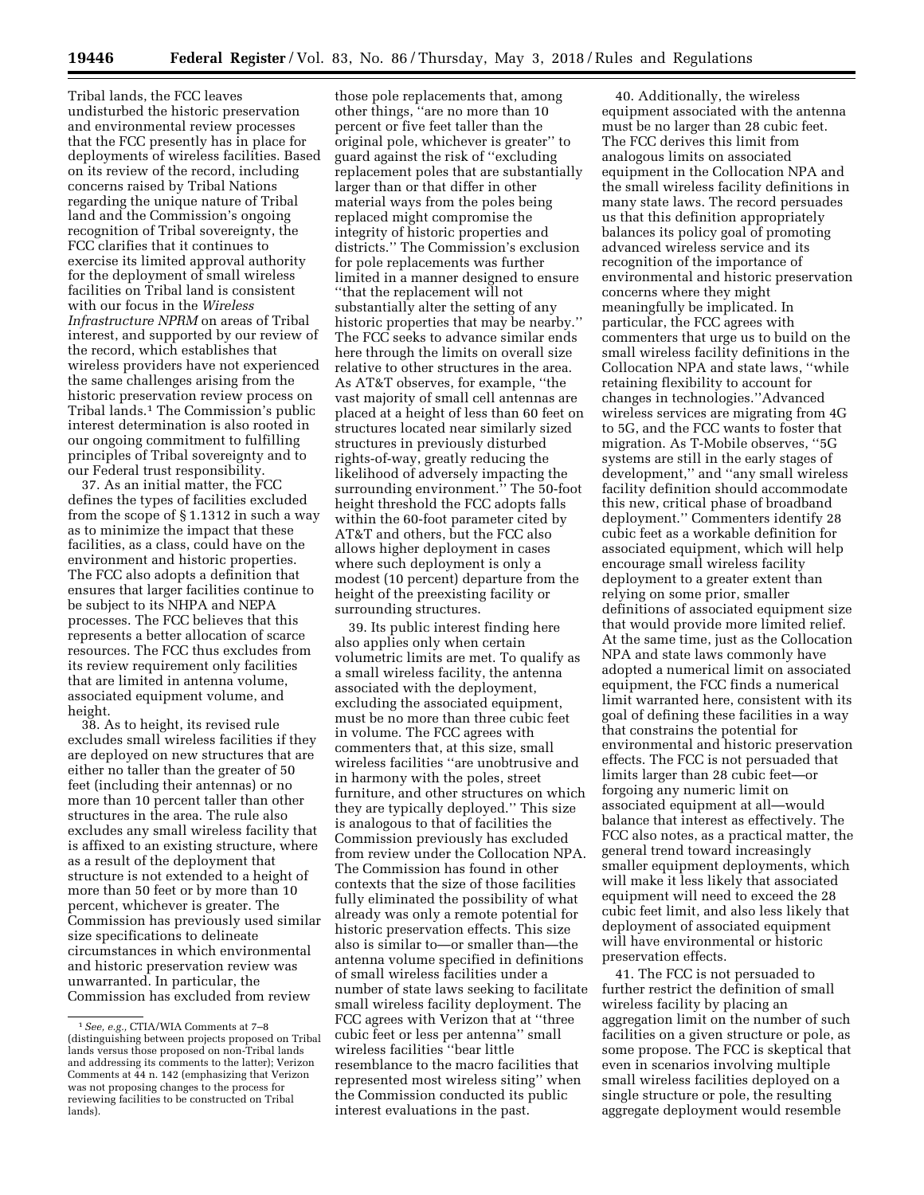Tribal lands, the FCC leaves undisturbed the historic preservation and environmental review processes that the FCC presently has in place for deployments of wireless facilities. Based on its review of the record, including concerns raised by Tribal Nations regarding the unique nature of Tribal land and the Commission's ongoing recognition of Tribal sovereignty, the FCC clarifies that it continues to exercise its limited approval authority for the deployment of small wireless facilities on Tribal land is consistent with our focus in the *Wireless Infrastructure NPRM* on areas of Tribal interest, and supported by our review of the record, which establishes that wireless providers have not experienced the same challenges arising from the historic preservation review process on Tribal lands.[1] The Commission's public interest determination is also rooted in our ongoing commitment to fulfilling principles of Tribal sovereignty and to our Federal trust responsibility.

37. As an initial matter, the FCC defines the types of facilities excluded from the scope of § 1.1312 in such a way as to minimize the impact that these facilities, as a class, could have on the environment and historic properties. The FCC also adopts a definition that ensures that larger facilities continue to be subject to its NHPA and NEPA processes. The FCC believes that this represents a better allocation of scarce resources. The FCC thus excludes from its review requirement only facilities that are limited in antenna volume, associated equipment volume, and height.

38. As to height, its revised rule excludes small wireless facilities if they are deployed on new structures that are either no taller than the greater of 50 feet (including their antennas) or no more than 10 percent taller than other structures in the area. The rule also excludes any small wireless facility that is affixed to an existing structure, where as a result of the deployment that structure is not extended to a height of more than 50 feet or by more than 10 percent, whichever is greater. The Commission has previously used similar size specifications to delineate circumstances in which environmental and historic preservation review was unwarranted. In particular, the Commission has excluded from review those pole replacements that, among other things, "are no more than 10 percent or five feet taller than the original pole, whichever is greater" to guard against the risk of "excluding replacement poles that are substantially larger than or that differ in other material ways from the poles being replaced might compromise the integrity of historic properties and districts." The Commission's exclusion for pole replacements was further limited in a manner designed to ensure "that the replacement will not substantially alter the setting of any historic properties that may be nearby." The FCC seeks to advance similar ends here through the limits on overall size relative to other structures in the area. As AT&T observes, for example, "the vast majority of small cell antennas are placed at a height of less than 60 feet on structures located near similarly sized structures in previously disturbed rights-of-way, greatly reducing the likelihood of adversely impacting the surrounding environment." The 50-foot height threshold the FCC adopts falls within the 60-foot parameter cited by AT&T and others, but the FCC also allows higher deployment in cases where such deployment is only a modest (10 percent) departure from the height of the preexisting facility or surrounding structures.

39. Its public interest finding here also applies only when certain volumetric limits are met. To qualify as a small wireless facility, the antenna associated with the deployment, excluding the associated equipment, must be no more than three cubic feet in volume. The FCC agrees with commenters that, at this size, small wireless facilities "are unobtrusive and in harmony with the poles, street furniture, and other structures on which they are typically deployed." This size is analogous to that of facilities the Commission previously has excluded from review under the Collocation NPA. The Commission has found in other contexts that the size of those facilities fully eliminated the possibility of what already was only a remote potential for historic preservation effects. This size also is similar to—or smaller than—the antenna volume specified in definitions of small wireless facilities under a number of state laws seeking to facilitate small wireless facility deployment. The FCC agrees with Verizon that at "three cubic feet or less per antenna" small wireless facilities "bear little resemblance to the macro facilities that represented most wireless siting" when the Commission conducted its public interest evaluations in the past.

40. Additionally, the wireless equipment associated with the antenna must be no larger than 28 cubic feet. The FCC derives this limit from analogous limits on associated equipment in the Collocation NPA and the small wireless facility definitions in many state laws. The record persuades us that this definition appropriately balances its policy goal of promoting advanced wireless service and its recognition of the importance of environmental and historic preservation concerns where they might meaningfully be implicated. In particular, the FCC agrees with commenters that urge us to build on the small wireless facility definitions in the Collocation NPA and state laws, "while retaining flexibility to account for changes in technologies." Advanced wireless services are migrating from 4G to 5G, and the FCC wants to foster that migration. As T-Mobile observes, "5G systems are still in the early stages of development," and "any small wireless facility definition should accommodate this new, critical phase of broadband deployment." Commenters identify 28 cubic feet as a workable definition for associated equipment, which will help encourage small wireless facility deployment to a greater extent than relying on some prior, smaller definitions of associated equipment size that would provide more limited relief. At the same time, just as the Collocation NPA and state laws commonly have adopted a numerical limit on associated equipment, the FCC finds a numerical limit warranted here, consistent with its goal of defining these facilities in a way that constrains the potential for environmental and historic preservation effects. The FCC is not persuaded that limits larger than 28 cubic feet—or forgoing any numeric limit on associated equipment at all—would balance that interest as effectively. The FCC also notes, as a practical matter, the general trend toward increasingly smaller equipment deployments, which will make it less likely that associated equipment will need to exceed the 28 cubic feet limit, and also less likely that deployment of associated equipment will have environmental or historic preservation effects.

41. The FCC is not persuaded to further restrict the definition of small wireless facility by placing an aggregation limit on the number of such facilities on a given structure or pole, as some propose. The FCC is skeptical that even in scenarios involving multiple small wireless facilities deployed on a single structure or pole, the resulting aggregate deployment would resemble

---

[1] *See, e.g.,* CTIA/WIA Comments at 7–8 (distinguishing between projects proposed on Tribal lands versus those proposed on non-Tribal lands and addressing its comments to the latter); Verizon Comments at 44 n. 142 (emphasizing that Verizon was not proposing changes to the process for reviewing facilities to be constructed on Tribal lands).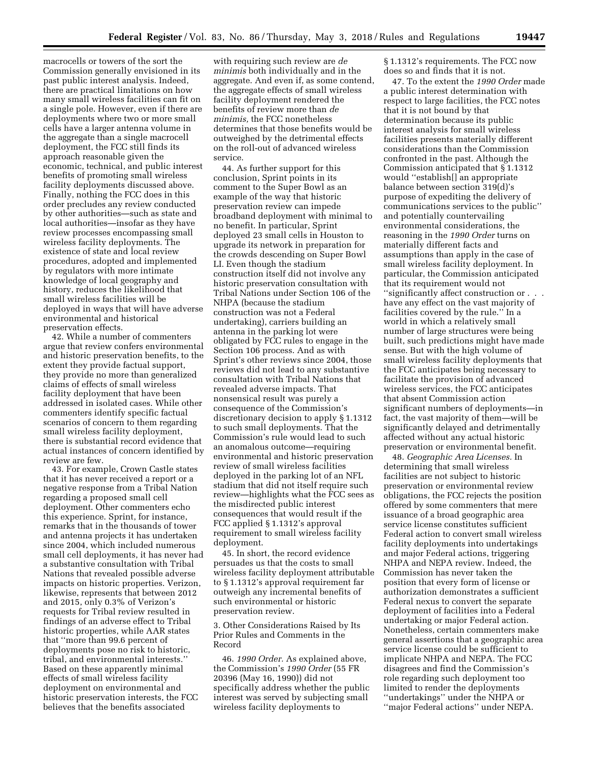macrocells or towers of the sort the Commission generally envisioned in its past public interest analysis. Indeed, there are practical limitations on how many small wireless facilities can fit on a single pole. However, even if there are deployments where two or more small cells have a larger antenna volume in the aggregate than a single macrocell deployment, the FCC still finds its approach reasonable given the economic, technical, and public interest benefits of promoting small wireless facility deployments discussed above. Finally, nothing the FCC does in this order precludes any review conducted by other authorities—such as state and local authorities—insofar as they have review processes encompassing small wireless facility deployments. The existence of state and local review procedures, adopted and implemented by regulators with more intimate knowledge of local geography and history, reduces the likelihood that small wireless facilities will be deployed in ways that will have adverse environmental and historical preservation effects.

42. While a number of commenters argue that review confers environmental and historic preservation benefits, to the extent they provide factual support, they provide no more than generalized claims of effects of small wireless facility deployment that have been addressed in isolated cases. While other commenters identify specific factual scenarios of concern to them regarding small wireless facility deployment, there is substantial record evidence that actual instances of concern identified by review are few.

43. For example, Crown Castle states that it has never received a report or a negative response from a Tribal Nation regarding a proposed small cell deployment. Other commenters echo this experience. Sprint, for instance, remarks that in the thousands of tower and antenna projects it has undertaken since 2004, which included numerous small cell deployments, it has never had a substantive consultation with Tribal Nations that revealed possible adverse impacts on historic properties. Verizon, likewise, represents that between 2012 and 2015, only 0.3% of Verizon's requests for Tribal review resulted in findings of an adverse effect to Tribal historic properties, while AAR states that "more than 99.6 percent of deployments pose no risk to historic, tribal, and environmental interests." Based on these apparently minimal effects of small wireless facility deployment on environmental and historic preservation interests, the FCC believes that the benefits associated with requiring such review are *de minimis* both individually and in the aggregate. And even if, as some contend, the aggregate effects of small wireless facility deployment rendered the benefits of review more than *de minimis,* the FCC nonetheless determines that those benefits would be outweighed by the detrimental effects on the roll-out of advanced wireless service.

44. As further support for this conclusion, Sprint points in its comment to the Super Bowl as an example of the way that historic preservation review can impede broadband deployment with minimal to no benefit. In particular, Sprint deployed 23 small cells in Houston to upgrade its network in preparation for the crowds descending on Super Bowl LI. Even though the stadium construction itself did not involve any historic preservation consultation with Tribal Nations under Section 106 of the NHPA (because the stadium construction was not a Federal undertaking), carriers building an antenna in the parking lot were obligated by FCC rules to engage in the Section 106 process. And as with Sprint's other reviews since 2004, those reviews did not lead to any substantive consultation with Tribal Nations that revealed adverse impacts. That nonsensical result was purely a consequence of the Commission's discretionary decision to apply § 1.1312 to such small deployments. That the Commission's rule would lead to such an anomalous outcome—requiring environmental and historic preservation review of small wireless facilities deployed in the parking lot of an NFL stadium that did not itself require such review—highlights what the FCC sees as the misdirected public interest consequences that would result if the FCC applied § 1.1312's approval requirement to small wireless facility deployment.

45. In short, the record evidence persuades us that the costs to small wireless facility deployment attributable to § 1.1312's approval requirement far outweigh any incremental benefits of such environmental or historic preservation review.

3. Other Considerations Raised by Its Prior Rules and Comments in the Record

46. *1990 Order.* As explained above, the Commission's *1990 Order* (55 FR 20396 (May 16, 1990)) did not specifically address whether the public interest was served by subjecting small wireless facility deployments to § 1.1312's requirements. The FCC now does so and finds that it is not.

47. To the extent the *1990 Order* made a public interest determination with respect to large facilities, the FCC notes that it is not bound by that determination because its public interest analysis for small wireless facilities presents materially different considerations than the Commission confronted in the past. Although the Commission anticipated that § 1.1312 would "establish[] an appropriate balance between section 319(d)'s purpose of expediting the delivery of communications services to the public" and potentially countervailing environmental considerations, the reasoning in the *1990 Order* turns on materially different facts and assumptions than apply in the case of small wireless facility deployment. In particular, the Commission anticipated that its requirement would not "significantly affect construction or . . . have any effect on the vast majority of facilities covered by the rule." In a world in which a relatively small number of large structures were being built, such predictions might have made sense. But with the high volume of small wireless facility deployments that the FCC anticipates being necessary to facilitate the provision of advanced wireless services, the FCC anticipates that absent Commission action significant numbers of deployments—in fact, the vast majority of them—will be significantly delayed and detrimentally affected without any actual historic preservation or environmental benefit.

48. *Geographic Area Licenses.* In determining that small wireless facilities are not subject to historic preservation or environmental review obligations, the FCC rejects the position offered by some commenters that mere issuance of a broad geographic area service license constitutes sufficient Federal action to convert small wireless facility deployments into undertakings and major Federal actions, triggering NHPA and NEPA review. Indeed, the Commission has never taken the position that every form of license or authorization demonstrates a sufficient Federal nexus to convert the separate deployment of facilities into a Federal undertaking or major Federal action. Nonetheless, certain commenters make general assertions that a geographic area service license could be sufficient to implicate NHPA and NEPA. The FCC disagrees and find the Commission's role regarding such deployment too limited to render the deployments "undertakings" under the NHPA or "major Federal actions" under NEPA.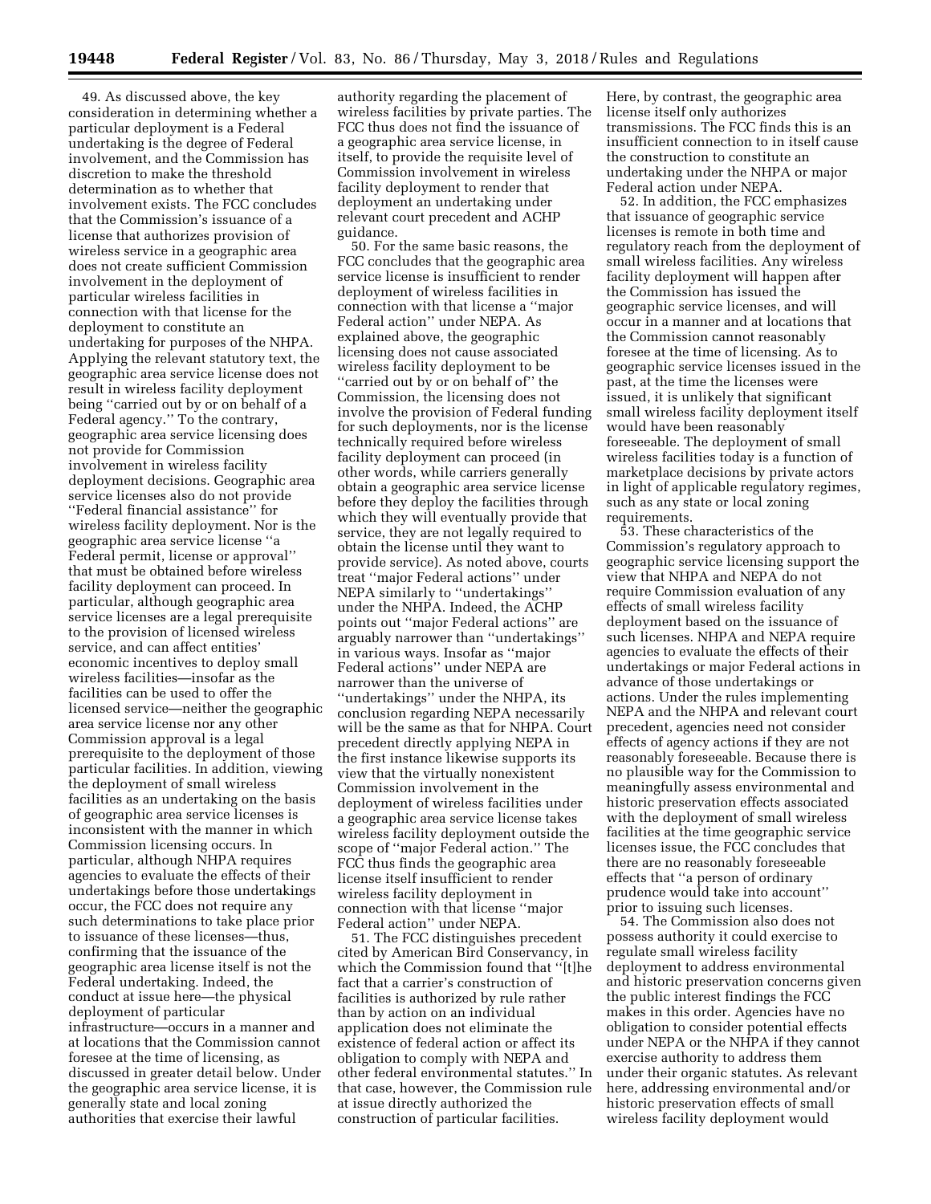49. As discussed above, the key consideration in determining whether a particular deployment is a Federal undertaking is the degree of Federal involvement, and the Commission has discretion to make the threshold determination as to whether that involvement exists. The FCC concludes that the Commission's issuance of a license that authorizes provision of wireless service in a geographic area does not create sufficient Commission involvement in the deployment of particular wireless facilities in connection with that license for the deployment to constitute an undertaking for purposes of the NHPA. Applying the relevant statutory text, the geographic area service license does not result in wireless facility deployment being ''carried out by or on behalf of a Federal agency.'' To the contrary, geographic area service licensing does not provide for Commission involvement in wireless facility deployment decisions. Geographic area service licenses also do not provide ''Federal financial assistance'' for wireless facility deployment. Nor is the geographic area service license ''a Federal permit, license or approval'' that must be obtained before wireless facility deployment can proceed. In particular, although geographic area service licenses are a legal prerequisite to the provision of licensed wireless service, and can affect entities' economic incentives to deploy small wireless facilities—insofar as the facilities can be used to offer the licensed service—neither the geographic area service license nor any other Commission approval is a legal prerequisite to the deployment of those particular facilities. In addition, viewing the deployment of small wireless facilities as an undertaking on the basis of geographic area service licenses is inconsistent with the manner in which Commission licensing occurs. In particular, although NHPA requires agencies to evaluate the effects of their undertakings before those undertakings occur, the FCC does not require any such determinations to take place prior to issuance of these licenses—thus, confirming that the issuance of the geographic area license itself is not the Federal undertaking. Indeed, the conduct at issue here—the physical deployment of particular infrastructure—occurs in a manner and at locations that the Commission cannot foresee at the time of licensing, as discussed in greater detail below. Under the geographic area service license, it is generally state and local zoning authorities that exercise their lawful authority regarding the placement of wireless facilities by private parties. The FCC thus does not find the issuance of a geographic area service license, in itself, to provide the requisite level of Commission involvement in wireless facility deployment to render that deployment an undertaking under relevant court precedent and ACHP guidance.

50. For the same basic reasons, the FCC concludes that the geographic area service license is insufficient to render deployment of wireless facilities in connection with that license a ''major Federal action'' under NEPA. As explained above, the geographic licensing does not cause associated wireless facility deployment to be ''carried out by or on behalf of'' the Commission, the licensing does not involve the provision of Federal funding for such deployments, nor is the license technically required before wireless facility deployment can proceed (in other words, while carriers generally obtain a geographic area service license before they deploy the facilities through which they will eventually provide that service, they are not legally required to obtain the license until they want to provide service). As noted above, courts treat ''major Federal actions'' under NEPA similarly to ''undertakings'' under the NHPA. Indeed, the ACHP points out ''major Federal actions'' are arguably narrower than ''undertakings'' in various ways. Insofar as ''major Federal actions'' under NEPA are narrower than the universe of ''undertakings'' under the NHPA, its conclusion regarding NEPA necessarily will be the same as that for NHPA. Court precedent directly applying NEPA in the first instance likewise supports its view that the virtually nonexistent Commission involvement in the deployment of wireless facilities under a geographic area service license takes wireless facility deployment outside the scope of ''major Federal action.'' The FCC thus finds the geographic area license itself insufficient to render wireless facility deployment in connection with that license ''major Federal action'' under NEPA.

51. The FCC distinguishes precedent cited by American Bird Conservancy, in which the Commission found that ''[t]he fact that a carrier's construction of facilities is authorized by rule rather than by action on an individual application does not eliminate the existence of federal action or affect its obligation to comply with NEPA and other federal environmental statutes.'' In that case, however, the Commission rule at issue directly authorized the construction of particular facilities. Here, by contrast, the geographic area license itself only authorizes transmissions. The FCC finds this is an insufficient connection to in itself cause the construction to constitute an undertaking under the NHPA or major Federal action under NEPA.

52. In addition, the FCC emphasizes that issuance of geographic service licenses is remote in both time and regulatory reach from the deployment of small wireless facilities. Any wireless facility deployment will happen after the Commission has issued the geographic service licenses, and will occur in a manner and at locations that the Commission cannot reasonably foresee at the time of licensing. As to geographic service licenses issued in the past, at the time the licenses were issued, it is unlikely that significant small wireless facility deployment itself would have been reasonably foreseeable. The deployment of small wireless facilities today is a function of marketplace decisions by private actors in light of applicable regulatory regimes, such as any state or local zoning requirements.

53. These characteristics of the Commission's regulatory approach to geographic service licensing support the view that NHPA and NEPA do not require Commission evaluation of any effects of small wireless facility deployment based on the issuance of such licenses. NHPA and NEPA require agencies to evaluate the effects of their undertakings or major Federal actions in advance of those undertakings or actions. Under the rules implementing NEPA and the NHPA and relevant court precedent, agencies need not consider effects of agency actions if they are not reasonably foreseeable. Because there is no plausible way for the Commission to meaningfully assess environmental and historic preservation effects associated with the deployment of small wireless facilities at the time geographic service licenses issue, the FCC concludes that there are no reasonably foreseeable effects that ''a person of ordinary prudence would take into account'' prior to issuing such licenses.

54. The Commission also does not possess authority it could exercise to regulate small wireless facility deployment to address environmental and historic preservation concerns given the public interest findings the FCC makes in this order. Agencies have no obligation to consider potential effects under NEPA or the NHPA if they cannot exercise authority to address them under their organic statutes. As relevant here, addressing environmental and/or historic preservation effects of small wireless facility deployment would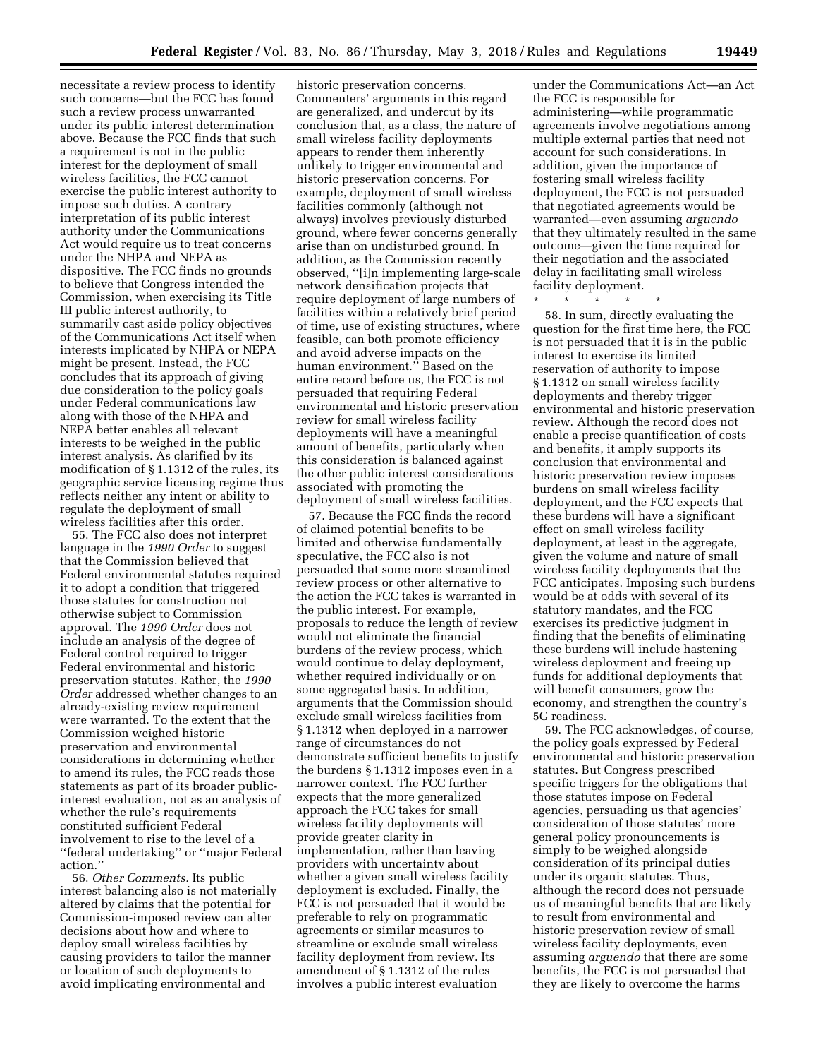necessitate a review process to identify such concerns—but the FCC has found such a review process unwarranted under its public interest determination above. Because the FCC finds that such a requirement is not in the public interest for the deployment of small wireless facilities, the FCC cannot exercise the public interest authority to impose such duties. A contrary interpretation of its public interest authority under the Communications Act would require us to treat concerns under the NHPA and NEPA as dispositive. The FCC finds no grounds to believe that Congress intended the Commission, when exercising its Title III public interest authority, to summarily cast aside policy objectives of the Communications Act itself when interests implicated by NHPA or NEPA might be present. Instead, the FCC concludes that its approach of giving due consideration to the policy goals under Federal communications law along with those of the NHPA and NEPA better enables all relevant interests to be weighed in the public interest analysis. As clarified by its modification of § 1.1312 of the rules, its geographic service licensing regime thus reflects neither any intent or ability to regulate the deployment of small wireless facilities after this order.

55. The FCC also does not interpret language in the *1990 Order* to suggest that the Commission believed that Federal environmental statutes required it to adopt a condition that triggered those statutes for construction not otherwise subject to Commission approval. The *1990 Order* does not include an analysis of the degree of Federal control required to trigger Federal environmental and historic preservation statutes. Rather, the *1990 Order* addressed whether changes to an already-existing review requirement were warranted. To the extent that the Commission weighed historic preservation and environmental considerations in determining whether to amend its rules, the FCC reads those statements as part of its broader public-interest evaluation, not as an analysis of whether the rule's requirements constituted sufficient Federal involvement to rise to the level of a ''federal undertaking'' or ''major Federal action.''

56. *Other Comments.* Its public interest balancing also is not materially altered by claims that the potential for Commission-imposed review can alter decisions about how and where to deploy small wireless facilities by causing providers to tailor the manner or location of such deployments to avoid implicating environmental and historic preservation concerns. Commenters' arguments in this regard are generalized, and undercut by its conclusion that, as a class, the nature of small wireless facility deployments appears to render them inherently unlikely to trigger environmental and historic preservation concerns. For example, deployment of small wireless facilities commonly (although not always) involves previously disturbed ground, where fewer concerns generally arise than on undisturbed ground. In addition, as the Commission recently observed, ''[i]n implementing large-scale network densification projects that require deployment of large numbers of facilities within a relatively brief period of time, use of existing structures, where feasible, can both promote efficiency and avoid adverse impacts on the human environment.'' Based on the entire record before us, the FCC is not persuaded that requiring Federal environmental and historic preservation review for small wireless facility deployments will have a meaningful amount of benefits, particularly when this consideration is balanced against the other public interest considerations associated with promoting the deployment of small wireless facilities.

57. Because the FCC finds the record of claimed potential benefits to be limited and otherwise fundamentally speculative, the FCC also is not persuaded that some more streamlined review process or other alternative to the action the FCC takes is warranted in the public interest. For example, proposals to reduce the length of review would not eliminate the financial burdens of the review process, which would continue to delay deployment, whether required individually or on some aggregated basis. In addition, arguments that the Commission should exclude small wireless facilities from § 1.1312 when deployed in a narrower range of circumstances do not demonstrate sufficient benefits to justify the burdens § 1.1312 imposes even in a narrower context. The FCC further expects that the more generalized approach the FCC takes for small wireless facility deployments will provide greater clarity in implementation, rather than leaving providers with uncertainty about whether a given small wireless facility deployment is excluded. Finally, the FCC is not persuaded that it would be preferable to rely on programmatic agreements or similar measures to streamline or exclude small wireless facility deployment from review. Its amendment of § 1.1312 of the rules involves a public interest evaluation under the Communications Act—an Act the FCC is responsible for administering—while programmatic agreements involve negotiations among multiple external parties that need not account for such considerations. In addition, given the importance of fostering small wireless facility deployment, the FCC is not persuaded that negotiated agreements would be warranted—even assuming *arguendo* that they ultimately resulted in the same outcome—given the time required for their negotiation and the associated delay in facilitating small wireless facility deployment.

\* \* \* \* \*

58. In sum, directly evaluating the question for the first time here, the FCC is not persuaded that it is in the public interest to exercise its limited reservation of authority to impose § 1.1312 on small wireless facility deployments and thereby trigger environmental and historic preservation review. Although the record does not enable a precise quantification of costs and benefits, it amply supports its conclusion that environmental and historic preservation review imposes burdens on small wireless facility deployment, and the FCC expects that these burdens will have a significant effect on small wireless facility deployment, at least in the aggregate, given the volume and nature of small wireless facility deployments that the FCC anticipates. Imposing such burdens would be at odds with several of its statutory mandates, and the FCC exercises its predictive judgment in finding that the benefits of eliminating these burdens will include hastening wireless deployment and freeing up funds for additional deployments that will benefit consumers, grow the economy, and strengthen the country's 5G readiness.

59. The FCC acknowledges, of course, the policy goals expressed by Federal environmental and historic preservation statutes. But Congress prescribed specific triggers for the obligations that those statutes impose on Federal agencies, persuading us that agencies' consideration of those statutes' more general policy pronouncements is simply to be weighed alongside consideration of its principal duties under its organic statutes. Thus, although the record does not persuade us of meaningful benefits that are likely to result from environmental and historic preservation review of small wireless facility deployments, even assuming *arguendo* that there are some benefits, the FCC is not persuaded that they are likely to overcome the harms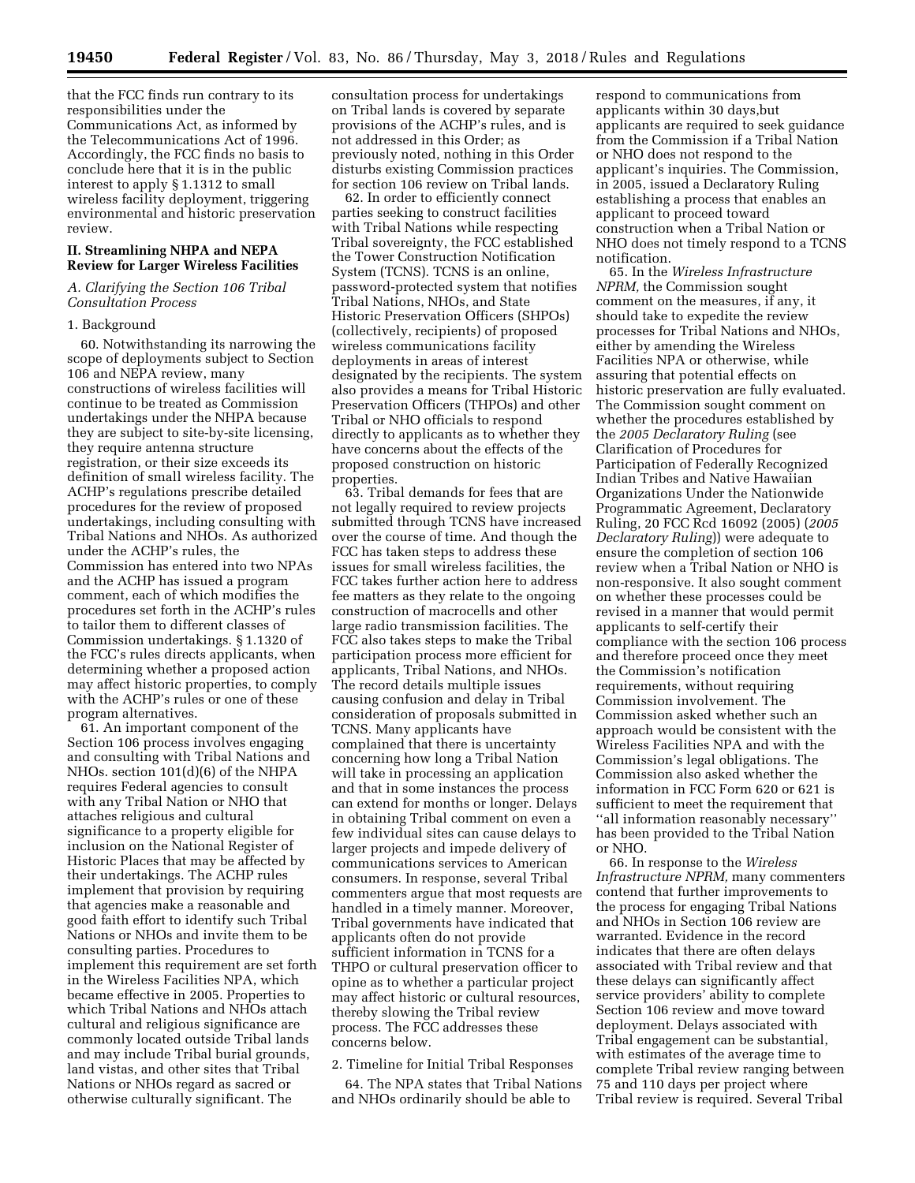that the FCC finds run contrary to its responsibilities under the Communications Act, as informed by the Telecommunications Act of 1996. Accordingly, the FCC finds no basis to conclude here that it is in the public interest to apply § 1.1312 to small wireless facility deployment, triggering environmental and historic preservation review.

## II. Streamlining NHPA and NEPA Review for Larger Wireless Facilities

### *A. Clarifying the Section 106 Tribal Consultation Process*

#### 1. Background

60. Notwithstanding its narrowing the scope of deployments subject to Section 106 and NEPA review, many constructions of wireless facilities will continue to be treated as Commission undertakings under the NHPA because they are subject to site-by-site licensing, they require antenna structure registration, or their size exceeds its definition of small wireless facility. The ACHP's regulations prescribe detailed procedures for the review of proposed undertakings, including consulting with Tribal Nations and NHOs. As authorized under the ACHP's rules, the Commission has entered into two NPAs and the ACHP has issued a program comment, each of which modifies the procedures set forth in the ACHP's rules to tailor them to different classes of Commission undertakings. § 1.1320 of the FCC's rules directs applicants, when determining whether a proposed action may affect historic properties, to comply with the ACHP's rules or one of these program alternatives.

61. An important component of the Section 106 process involves engaging and consulting with Tribal Nations and NHOs. section 101(d)(6) of the NHPA requires Federal agencies to consult with any Tribal Nation or NHO that attaches religious and cultural significance to a property eligible for inclusion on the National Register of Historic Places that may be affected by their undertakings. The ACHP rules implement that provision by requiring that agencies make a reasonable and good faith effort to identify such Tribal Nations or NHOs and invite them to be consulting parties. Procedures to implement this requirement are set forth in the Wireless Facilities NPA, which became effective in 2005. Properties to which Tribal Nations and NHOs attach cultural and religious significance are commonly located outside Tribal lands and may include Tribal burial grounds, land vistas, and other sites that Tribal Nations or NHOs regard as sacred or otherwise culturally significant. The consultation process for undertakings on Tribal lands is covered by separate provisions of the ACHP's rules, and is not addressed in this Order; as previously noted, nothing in this Order disturbs existing Commission practices for section 106 review on Tribal lands.

62. In order to efficiently connect parties seeking to construct facilities with Tribal Nations while respecting Tribal sovereignty, the FCC established the Tower Construction Notification System (TCNS). TCNS is an online, password-protected system that notifies Tribal Nations, NHOs, and State Historic Preservation Officers (SHPOs) (collectively, recipients) of proposed wireless communications facility deployments in areas of interest designated by the recipients. The system also provides a means for Tribal Historic Preservation Officers (THPOs) and other Tribal or NHO officials to respond directly to applicants as to whether they have concerns about the effects of the proposed construction on historic properties.

63. Tribal demands for fees that are not legally required to review projects submitted through TCNS have increased over the course of time. And though the FCC has taken steps to address these issues for small wireless facilities, the FCC takes further action here to address fee matters as they relate to the ongoing construction of macrocells and other large radio transmission facilities. The FCC also takes steps to make the Tribal participation process more efficient for applicants, Tribal Nations, and NHOs. The record details multiple issues causing confusion and delay in Tribal consideration of proposals submitted in TCNS. Many applicants have complained that there is uncertainty concerning how long a Tribal Nation will take in processing an application and that in some instances the process can extend for months or longer. Delays in obtaining Tribal comment on even a few individual sites can cause delays to larger projects and impede delivery of communications services to American consumers. In response, several Tribal commenters argue that most requests are handled in a timely manner. Moreover, Tribal governments have indicated that applicants often do not provide sufficient information in TCNS for a THPO or cultural preservation officer to opine as to whether a particular project may affect historic or cultural resources, thereby slowing the Tribal review process. The FCC addresses these concerns below.

#### 2. Timeline for Initial Tribal Responses

64. The NPA states that Tribal Nations and NHOs ordinarily should be able to respond to communications from applicants within 30 days,but applicants are required to seek guidance from the Commission if a Tribal Nation or NHO does not respond to the applicant's inquiries. The Commission, in 2005, issued a Declaratory Ruling establishing a process that enables an applicant to proceed toward construction when a Tribal Nation or NHO does not timely respond to a TCNS notification.

65. In the *Wireless Infrastructure NPRM,* the Commission sought comment on the measures, if any, it should take to expedite the review processes for Tribal Nations and NHOs, either by amending the Wireless Facilities NPA or otherwise, while assuring that potential effects on historic preservation are fully evaluated. The Commission sought comment on whether the procedures established by the *2005 Declaratory Ruling* (see Clarification of Procedures for Participation of Federally Recognized Indian Tribes and Native Hawaiian Organizations Under the Nationwide Programmatic Agreement, Declaratory Ruling, 20 FCC Rcd 16092 (2005) (*2005 Declaratory Ruling*)) were adequate to ensure the completion of section 106 review when a Tribal Nation or NHO is non-responsive. It also sought comment on whether these processes could be revised in a manner that would permit applicants to self-certify their compliance with the section 106 process and therefore proceed once they meet the Commission's notification requirements, without requiring Commission involvement. The Commission asked whether such an approach would be consistent with the Wireless Facilities NPA and with the Commission's legal obligations. The Commission also asked whether the information in FCC Form 620 or 621 is sufficient to meet the requirement that ''all information reasonably necessary'' has been provided to the Tribal Nation or NHO.

66. In response to the *Wireless Infrastructure NPRM,* many commenters contend that further improvements to the process for engaging Tribal Nations and NHOs in Section 106 review are warranted. Evidence in the record indicates that there are often delays associated with Tribal review and that these delays can significantly affect service providers' ability to complete Section 106 review and move toward deployment. Delays associated with Tribal engagement can be substantial, with estimates of the average time to complete Tribal review ranging between 75 and 110 days per project where Tribal review is required. Several Tribal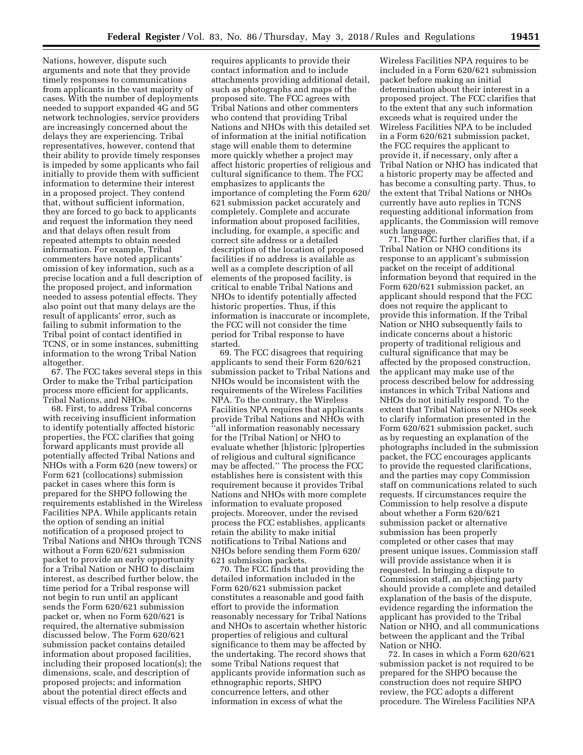Nations, however, dispute such arguments and note that they provide timely responses to communications from applicants in the vast majority of cases. With the number of deployments needed to support expanded 4G and 5G network technologies, service providers are increasingly concerned about the delays they are experiencing. Tribal representatives, however, contend that their ability to provide timely responses is impeded by some applicants who fail initially to provide them with sufficient information to determine their interest in a proposed project. They contend that, without sufficient information, they are forced to go back to applicants and request the information they need and that delays often result from repeated attempts to obtain needed information. For example, Tribal commenters have noted applicants' omission of key information, such as a precise location and a full description of the proposed project, and information needed to assess potential effects. They also point out that many delays are the result of applicants' error, such as failing to submit information to the Tribal point of contact identified in TCNS, or in some instances, submitting information to the wrong Tribal Nation altogether.

67. The FCC takes several steps in this Order to make the Tribal participation process more efficient for applicants, Tribal Nations, and NHOs.

68. First, to address Tribal concerns with receiving insufficient information to identify potentially affected historic properties, the FCC clarifies that going forward applicants must provide all potentially affected Tribal Nations and NHOs with a Form 620 (new towers) or Form 621 (collocations) submission packet in cases where this form is prepared for the SHPO following the requirements established in the Wireless Facilities NPA. While applicants retain the option of sending an initial notification of a proposed project to Tribal Nations and NHOs through TCNS without a Form 620/621 submission packet to provide an early opportunity for a Tribal Nation or NHO to disclaim interest, as described further below, the time period for a Tribal response will not begin to run until an applicant sends the Form 620/621 submission packet or, when no Form 620/621 is required, the alternative submission discussed below. The Form 620/621 submission packet contains detailed information about proposed facilities, including their proposed location(s); the dimensions, scale, and description of proposed projects; and information about the potential direct effects and visual effects of the project. It also requires applicants to provide their contact information and to include attachments providing additional detail, such as photographs and maps of the proposed site. The FCC agrees with Tribal Nations and other commenters who contend that providing Tribal Nations and NHOs with this detailed set of information at the initial notification stage will enable them to determine more quickly whether a project may affect historic properties of religious and cultural significance to them. The FCC emphasizes to applicants the importance of completing the Form 620/621 submission packet accurately and completely. Complete and accurate information about proposed facilities, including, for example, a specific and correct site address or a detailed description of the location of proposed facilities if no address is available as well as a complete description of all elements of the proposed facility, is critical to enable Tribal Nations and NHOs to identify potentially affected historic properties. Thus, if this information is inaccurate or incomplete, the FCC will not consider the time period for Tribal response to have started.

69. The FCC disagrees that requiring applicants to send their Form 620/621 submission packet to Tribal Nations and NHOs would be inconsistent with the requirements of the Wireless Facilities NPA. To the contrary, the Wireless Facilities NPA requires that applicants provide Tribal Nations and NHOs with "all information reasonably necessary for the [Tribal Nation] or NHO to evaluate whether [h]istoric [p]roperties of religious and cultural significance may be affected." The process the FCC establishes here is consistent with this requirement because it provides Tribal Nations and NHOs with more complete information to evaluate proposed projects. Moreover, under the revised process the FCC establishes, applicants retain the ability to make initial notifications to Tribal Nations and NHOs before sending them Form 620/621 submission packets.

70. The FCC finds that providing the detailed information included in the Form 620/621 submission packet constitutes a reasonable and good faith effort to provide the information reasonably necessary for Tribal Nations and NHOs to ascertain whether historic properties of religious and cultural significance to them may be affected by the undertaking. The record shows that some Tribal Nations request that applicants provide information such as ethnographic reports, SHPO concurrence letters, and other information in excess of what the Wireless Facilities NPA requires to be included in a Form 620/621 submission packet before making an initial determination about their interest in a proposed project. The FCC clarifies that to the extent that any such information exceeds what is required under the Wireless Facilities NPA to be included in a Form 620/621 submission packet, the FCC requires the applicant to provide it, if necessary, only after a Tribal Nation or NHO has indicated that a historic property may be affected and has become a consulting party. Thus, to the extent that Tribal Nations or NHOs currently have auto replies in TCNS requesting additional information from applicants, the Commission will remove such language.

71. The FCC further clarifies that, if a Tribal Nation or NHO conditions its response to an applicant's submission packet on the receipt of additional information beyond that required in the Form 620/621 submission packet, an applicant should respond that the FCC does not require the applicant to provide this information. If the Tribal Nation or NHO subsequently fails to indicate concerns about a historic property of traditional religious and cultural significance that may be affected by the proposed construction, the applicant may make use of the process described below for addressing instances in which Tribal Nations and NHOs do not initially respond. To the extent that Tribal Nations or NHOs seek to clarify information presented in the Form 620/621 submission packet, such as by requesting an explanation of the photographs included in the submission packet, the FCC encourages applicants to provide the requested clarifications, and the parties may copy Commission staff on communications related to such requests. If circumstances require the Commission to help resolve a dispute about whether a Form 620/621 submission packet or alternative submission has been properly completed or other cases that may present unique issues, Commission staff will provide assistance when it is requested. In bringing a dispute to Commission staff, an objecting party should provide a complete and detailed explanation of the basis of the dispute, evidence regarding the information the applicant has provided to the Tribal Nation or NHO, and all communications between the applicant and the Tribal Nation or NHO.

72. In cases in which a Form 620/621 submission packet is not required to be prepared for the SHPO because the construction does not require SHPO review, the FCC adopts a different procedure. The Wireless Facilities NPA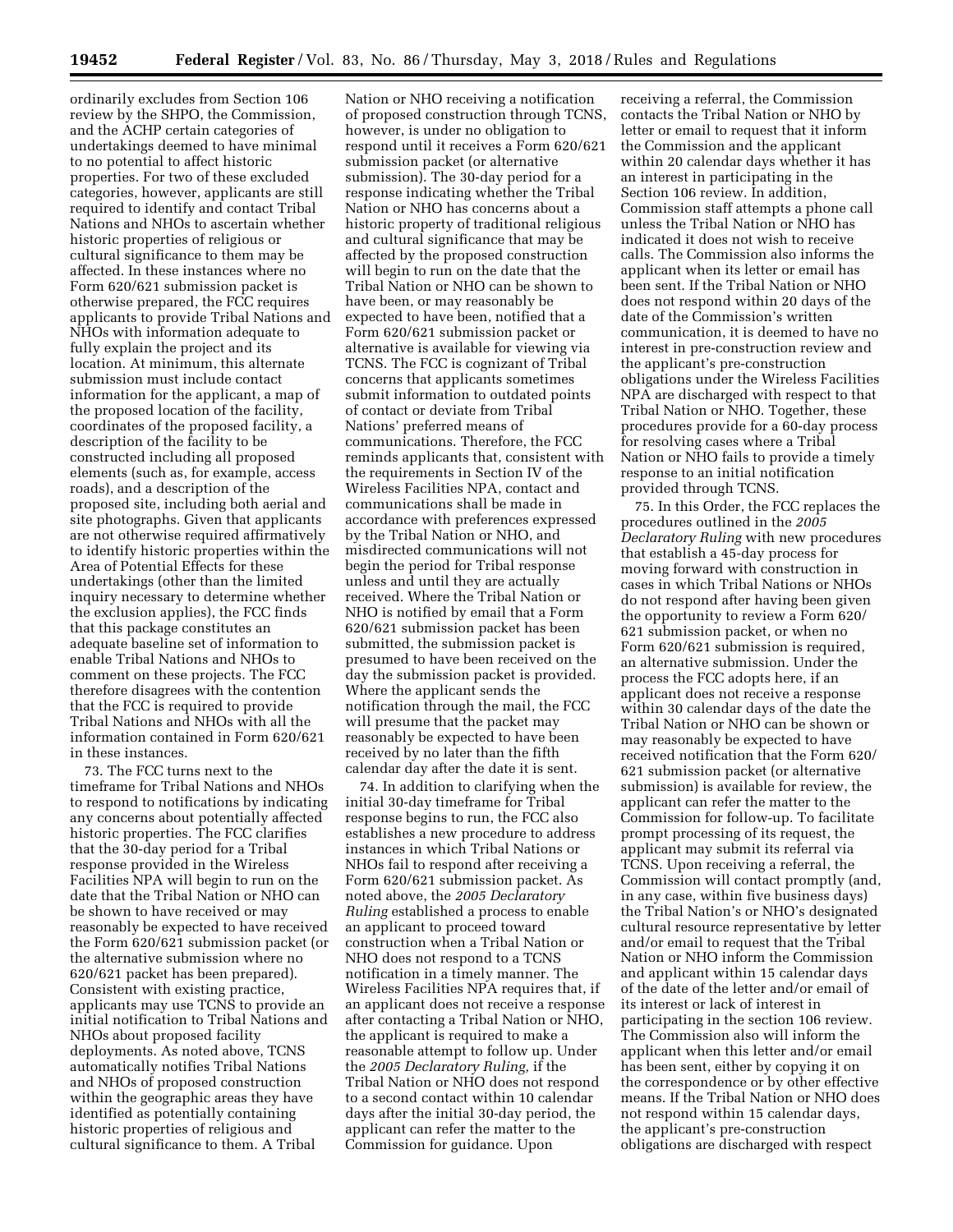ordinarily excludes from Section 106 review by the SHPO, the Commission, and the ACHP certain categories of undertakings deemed to have minimal to no potential to affect historic properties. For two of these excluded categories, however, applicants are still required to identify and contact Tribal Nations and NHOs to ascertain whether historic properties of religious or cultural significance to them may be affected. In these instances where no Form 620/621 submission packet is otherwise prepared, the FCC requires applicants to provide Tribal Nations and NHOs with information adequate to fully explain the project and its location. At minimum, this alternate submission must include contact information for the applicant, a map of the proposed location of the facility, coordinates of the proposed facility, a description of the facility to be constructed including all proposed elements (such as, for example, access roads), and a description of the proposed site, including both aerial and site photographs. Given that applicants are not otherwise required affirmatively to identify historic properties within the Area of Potential Effects for these undertakings (other than the limited inquiry necessary to determine whether the exclusion applies), the FCC finds that this package constitutes an adequate baseline set of information to enable Tribal Nations and NHOs to comment on these projects. The FCC therefore disagrees with the contention that the FCC is required to provide Tribal Nations and NHOs with all the information contained in Form 620/621 in these instances.

73. The FCC turns next to the timeframe for Tribal Nations and NHOs to respond to notifications by indicating any concerns about potentially affected historic properties. The FCC clarifies that the 30-day period for a Tribal response provided in the Wireless Facilities NPA will begin to run on the date that the Tribal Nation or NHO can be shown to have received or may reasonably be expected to have received the Form 620/621 submission packet (or the alternative submission where no 620/621 packet has been prepared). Consistent with existing practice, applicants may use TCNS to provide an initial notification to Tribal Nations and NHOs about proposed facility deployments. As noted above, TCNS automatically notifies Tribal Nations and NHOs of proposed construction within the geographic areas they have identified as potentially containing historic properties of religious and cultural significance to them. A Tribal Nation or NHO receiving a notification of proposed construction through TCNS, however, is under no obligation to respond until it receives a Form 620/621 submission packet (or alternative submission). The 30-day period for a response indicating whether the Tribal Nation or NHO has concerns about a historic property of traditional religious and cultural significance that may be affected by the proposed construction will begin to run on the date that the Tribal Nation or NHO can be shown to have been, or may reasonably be expected to have been, notified that a Form 620/621 submission packet or alternative is available for viewing via TCNS. The FCC is cognizant of Tribal concerns that applicants sometimes submit information to outdated points of contact or deviate from Tribal Nations' preferred means of communications. Therefore, the FCC reminds applicants that, consistent with the requirements in Section IV of the Wireless Facilities NPA, contact and communications shall be made in accordance with preferences expressed by the Tribal Nation or NHO, and misdirected communications will not begin the period for Tribal response unless and until they are actually received. Where the Tribal Nation or NHO is notified by email that a Form 620/621 submission packet has been submitted, the submission packet is presumed to have been received on the day the submission packet is provided. Where the applicant sends the notification through the mail, the FCC will presume that the packet may reasonably be expected to have been received by no later than the fifth calendar day after the date it is sent.

74. In addition to clarifying when the initial 30-day timeframe for Tribal response begins to run, the FCC also establishes a new procedure to address instances in which Tribal Nations or NHOs fail to respond after receiving a Form 620/621 submission packet. As noted above, the *2005 Declaratory Ruling* established a process to enable an applicant to proceed toward construction when a Tribal Nation or NHO does not respond to a TCNS notification in a timely manner. The Wireless Facilities NPA requires that, if an applicant does not receive a response after contacting a Tribal Nation or NHO, the applicant is required to make a reasonable attempt to follow up. Under the *2005 Declaratory Ruling,* if the Tribal Nation or NHO does not respond to a second contact within 10 calendar days after the initial 30-day period, the applicant can refer the matter to the Commission for guidance. Upon receiving a referral, the Commission contacts the Tribal Nation or NHO by letter or email to request that it inform the Commission and the applicant within 20 calendar days whether it has an interest in participating in the Section 106 review. In addition, Commission staff attempts a phone call unless the Tribal Nation or NHO has indicated it does not wish to receive calls. The Commission also informs the applicant when its letter or email has been sent. If the Tribal Nation or NHO does not respond within 20 days of the date of the Commission's written communication, it is deemed to have no interest in pre-construction review and the applicant's pre-construction obligations under the Wireless Facilities NPA are discharged with respect to that Tribal Nation or NHO. Together, these procedures provide for a 60-day process for resolving cases where a Tribal Nation or NHO fails to provide a timely response to an initial notification provided through TCNS.

75. In this Order, the FCC replaces the procedures outlined in the *2005 Declaratory Ruling* with new procedures that establish a 45-day process for moving forward with construction in cases in which Tribal Nations or NHOs do not respond after having been given the opportunity to review a Form 620/621 submission packet, or when no Form 620/621 submission is required, an alternative submission. Under the process the FCC adopts here, if an applicant does not receive a response within 30 calendar days of the date the Tribal Nation or NHO can be shown or may reasonably be expected to have received notification that the Form 620/621 submission packet (or alternative submission) is available for review, the applicant can refer the matter to the Commission for follow-up. To facilitate prompt processing of its request, the applicant may submit its referral via TCNS. Upon receiving a referral, the Commission will contact promptly (and, in any case, within five business days) the Tribal Nation's or NHO's designated cultural resource representative by letter and/or email to request that the Tribal Nation or NHO inform the Commission and applicant within 15 calendar days of the date of the letter and/or email of its interest or lack of interest in participating in the section 106 review. The Commission also will inform the applicant when this letter and/or email has been sent, either by copying it on the correspondence or by other effective means. If the Tribal Nation or NHO does not respond within 15 calendar days, the applicant's pre-construction obligations are discharged with respect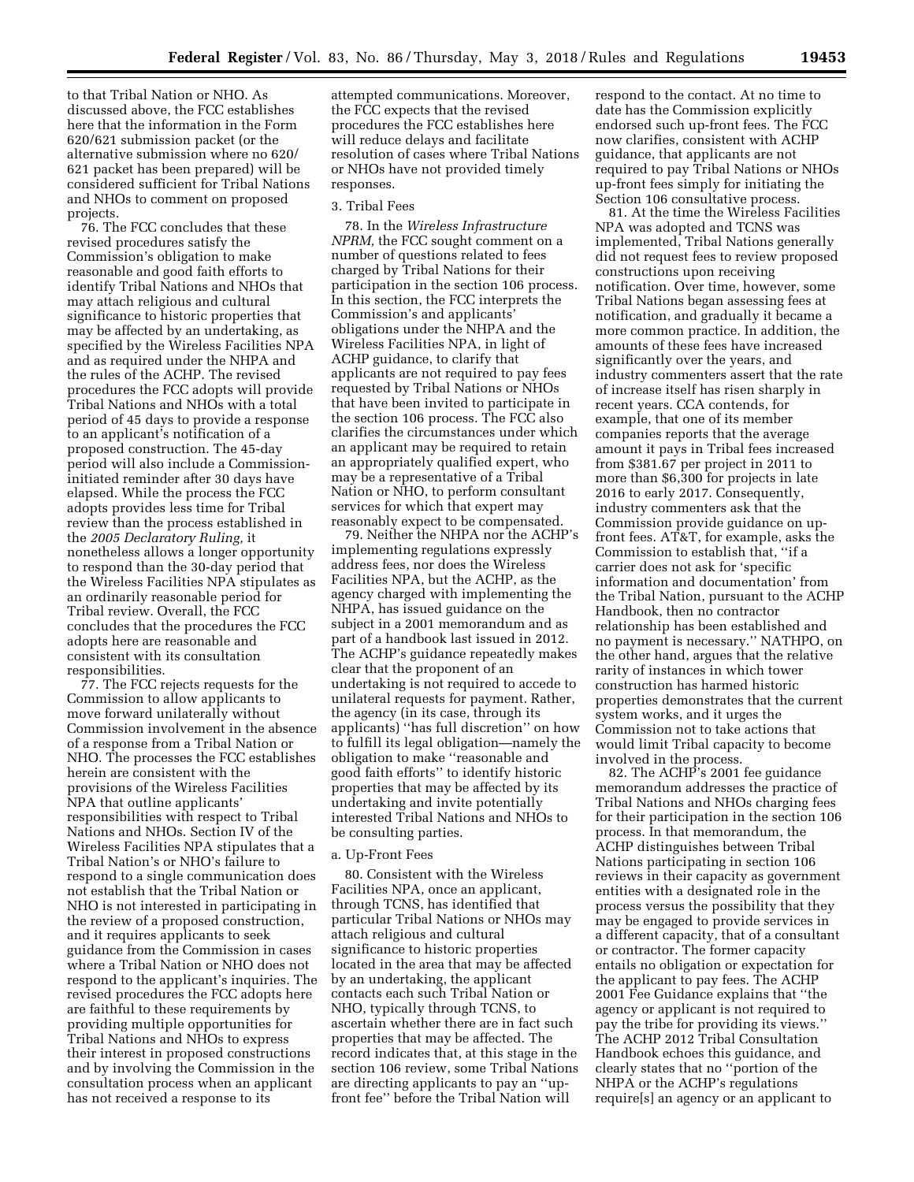to that Tribal Nation or NHO. As discussed above, the FCC establishes here that the information in the Form 620/621 submission packet (or the alternative submission where no 620/621 packet has been prepared) will be considered sufficient for Tribal Nations and NHOs to comment on proposed projects.

76. The FCC concludes that these revised procedures satisfy the Commission's obligation to make reasonable and good faith efforts to identify Tribal Nations and NHOs that may attach religious and cultural significance to historic properties that may be affected by an undertaking, as specified by the Wireless Facilities NPA and as required under the NHPA and the rules of the ACHP. The revised procedures the FCC adopts will provide Tribal Nations and NHOs with a total period of 45 days to provide a response to an applicant's notification of a proposed construction. The 45-day period will also include a Commission-initiated reminder after 30 days have elapsed. While the process the FCC adopts provides less time for Tribal review than the process established in the *2005 Declaratory Ruling,* it nonetheless allows a longer opportunity to respond than the 30-day period that the Wireless Facilities NPA stipulates as an ordinarily reasonable period for Tribal review. Overall, the FCC concludes that the procedures the FCC adopts here are reasonable and consistent with its consultation responsibilities.

77. The FCC rejects requests for the Commission to allow applicants to move forward unilaterally without Commission involvement in the absence of a response from a Tribal Nation or NHO. The processes the FCC establishes herein are consistent with the provisions of the Wireless Facilities NPA that outline applicants' responsibilities with respect to Tribal Nations and NHOs. Section IV of the Wireless Facilities NPA stipulates that a Tribal Nation's or NHO's failure to respond to a single communication does not establish that the Tribal Nation or NHO is not interested in participating in the review of a proposed construction, and it requires applicants to seek guidance from the Commission in cases where a Tribal Nation or NHO does not respond to the applicant's inquiries. The revised procedures the FCC adopts here are faithful to these requirements by providing multiple opportunities for Tribal Nations and NHOs to express their interest in proposed constructions and by involving the Commission in the consultation process when an applicant has not received a response to its attempted communications. Moreover, the FCC expects that the revised procedures the FCC establishes here will reduce delays and facilitate resolution of cases where Tribal Nations or NHOs have not provided timely responses.

### 3. Tribal Fees

78. In the *Wireless Infrastructure NPRM,* the FCC sought comment on a number of questions related to fees charged by Tribal Nations for their participation in the section 106 process. In this section, the FCC interprets the Commission's and applicants' obligations under the NHPA and the Wireless Facilities NPA, in light of ACHP guidance, to clarify that applicants are not required to pay fees requested by Tribal Nations or NHOs that have been invited to participate in the section 106 process. The FCC also clarifies the circumstances under which an applicant may be required to retain an appropriately qualified expert, who may be a representative of a Tribal Nation or NHO, to perform consultant services for which that expert may reasonably expect to be compensated.

79. Neither the NHPA nor the ACHP's implementing regulations expressly address fees, nor does the Wireless Facilities NPA, but the ACHP, as the agency charged with implementing the NHPA, has issued guidance on the subject in a 2001 memorandum and as part of a handbook last issued in 2012. The ACHP's guidance repeatedly makes clear that the proponent of an undertaking is not required to accede to unilateral requests for payment. Rather, the agency (in its case, through its applicants) "has full discretion" on how to fulfill its legal obligation—namely the obligation to make "reasonable and good faith efforts" to identify historic properties that may be affected by its undertaking and invite potentially interested Tribal Nations and NHOs to be consulting parties.

#### a. Up-Front Fees

80. Consistent with the Wireless Facilities NPA, once an applicant, through TCNS, has identified that particular Tribal Nations or NHOs may attach religious and cultural significance to historic properties located in the area that may be affected by an undertaking, the applicant contacts each such Tribal Nation or NHO, typically through TCNS, to ascertain whether there are in fact such properties that may be affected. The record indicates that, at this stage in the section 106 review, some Tribal Nations are directing applicants to pay an "up-front fee" before the Tribal Nation will respond to the contact. At no time to date has the Commission explicitly endorsed such up-front fees. The FCC now clarifies, consistent with ACHP guidance, that applicants are not required to pay Tribal Nations or NHOs up-front fees simply for initiating the Section 106 consultative process.

81. At the time the Wireless Facilities NPA was adopted and TCNS was implemented, Tribal Nations generally did not request fees to review proposed constructions upon receiving notification. Over time, however, some Tribal Nations began assessing fees at notification, and gradually it became a more common practice. In addition, the amounts of these fees have increased significantly over the years, and industry commenters assert that the rate of increase itself has risen sharply in recent years. CCA contends, for example, that one of its member companies reports that the average amount it pays in Tribal fees increased from $381.67 per project in 2011 to more than $6,300 for projects in late 2016 to early 2017. Consequently, industry commenters ask that the Commission provide guidance on up-front fees. AT&T, for example, asks the Commission to establish that, "if a carrier does not ask for 'specific information and documentation' from the Tribal Nation, pursuant to the ACHP Handbook, then no contractor relationship has been established and no payment is necessary." NATHPO, on the other hand, argues that the relative rarity of instances in which tower construction has harmed historic properties demonstrates that the current system works, and it urges the Commission not to take actions that would limit Tribal capacity to become involved in the process.

82. The ACHP's 2001 fee guidance memorandum addresses the practice of Tribal Nations and NHOs charging fees for their participation in the section 106 process. In that memorandum, the ACHP distinguishes between Tribal Nations participating in section 106 reviews in their capacity as government entities with a designated role in the process versus the possibility that they may be engaged to provide services in a different capacity, that of a consultant or contractor. The former capacity entails no obligation or expectation for the applicant to pay fees. The ACHP 2001 Fee Guidance explains that "the agency or applicant is not required to pay the tribe for providing its views." The ACHP 2012 Tribal Consultation Handbook echoes this guidance, and clearly states that no "portion of the NHPA or the ACHP's regulations require[s] an agency or an applicant to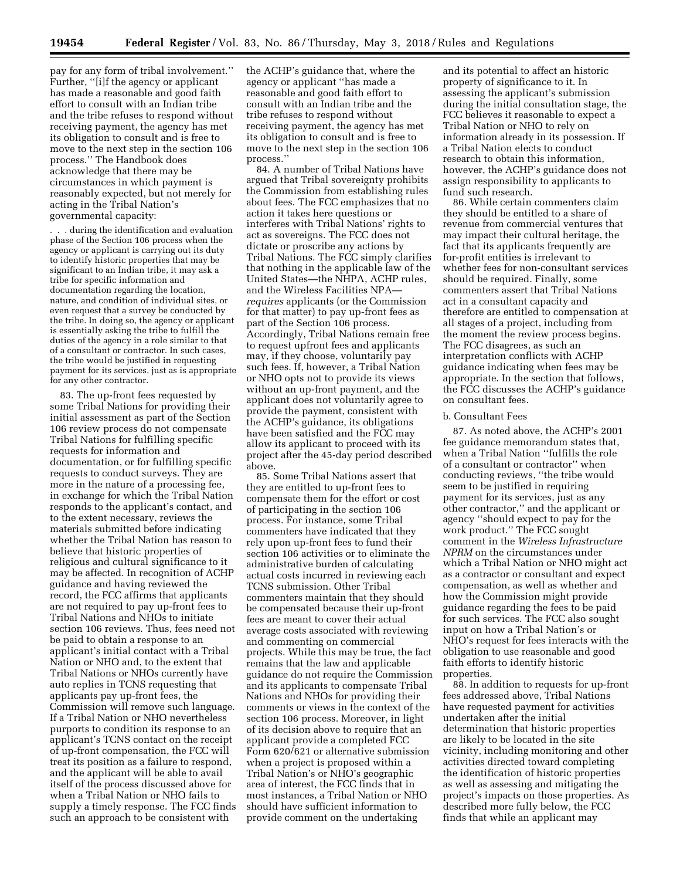pay for any form of tribal involvement.'' Further, ''[i]f the agency or applicant has made a reasonable and good faith effort to consult with an Indian tribe and the tribe refuses to respond without receiving payment, the agency has met its obligation to consult and is free to move to the next step in the section 106 process.'' The Handbook does acknowledge that there may be circumstances in which payment is reasonably expected, but not merely for acting in the Tribal Nation's governmental capacity:

> . . . during the identification and evaluation phase of the Section 106 process when the agency or applicant is carrying out its duty to identify historic properties that may be significant to an Indian tribe, it may ask a tribe for specific information and documentation regarding the location, nature, and condition of individual sites, or even request that a survey be conducted by the tribe. In doing so, the agency or applicant is essentially asking the tribe to fulfill the duties of the agency in a role similar to that of a consultant or contractor. In such cases, the tribe would be justified in requesting payment for its services, just as is appropriate for any other contractor.

83. The up-front fees requested by some Tribal Nations for providing their initial assessment as part of the Section 106 review process do not compensate Tribal Nations for fulfilling specific requests for information and documentation, or for fulfilling specific requests to conduct surveys. They are more in the nature of a processing fee, in exchange for which the Tribal Nation responds to the applicant's contact, and to the extent necessary, reviews the materials submitted before indicating whether the Tribal Nation has reason to believe that historic properties of religious and cultural significance to it may be affected. In recognition of ACHP guidance and having reviewed the record, the FCC affirms that applicants are not required to pay up-front fees to Tribal Nations and NHOs to initiate section 106 reviews. Thus, fees need not be paid to obtain a response to an applicant's initial contact with a Tribal Nation or NHO and, to the extent that Tribal Nations or NHOs currently have auto replies in TCNS requesting that applicants pay up-front fees, the Commission will remove such language. If a Tribal Nation or NHO nevertheless purports to condition its response to an applicant's TCNS contact on the receipt of up-front compensation, the FCC will treat its position as a failure to respond, and the applicant will be able to avail itself of the process discussed above for when a Tribal Nation or NHO fails to supply a timely response. The FCC finds such an approach to be consistent with the ACHP's guidance that, where the agency or applicant ''has made a reasonable and good faith effort to consult with an Indian tribe and the tribe refuses to respond without receiving payment, the agency has met its obligation to consult and is free to move to the next step in the section 106 process.''

84. A number of Tribal Nations have argued that Tribal sovereignty prohibits the Commission from establishing rules about fees. The FCC emphasizes that no action it takes here questions or interferes with Tribal Nations' rights to act as sovereigns. The FCC does not dictate or proscribe any actions by Tribal Nations. The FCC simply clarifies that nothing in the applicable law of the United States—the NHPA, ACHP rules, and the Wireless Facilities NPA—*requires* applicants (or the Commission for that matter) to pay up-front fees as part of the Section 106 process. Accordingly, Tribal Nations remain free to request upfront fees and applicants may, if they choose, voluntarily pay such fees. If, however, a Tribal Nation or NHO opts not to provide its views without an up-front payment, and the applicant does not voluntarily agree to provide the payment, consistent with the ACHP's guidance, its obligations have been satisfied and the FCC may allow its applicant to proceed with its project after the 45-day period described above.

85. Some Tribal Nations assert that they are entitled to up-front fees to compensate them for the effort or cost of participating in the section 106 process. For instance, some Tribal commenters have indicated that they rely upon up-front fees to fund their section 106 activities or to eliminate the administrative burden of calculating actual costs incurred in reviewing each TCNS submission. Other Tribal commenters maintain that they should be compensated because their up-front fees are meant to cover their actual average costs associated with reviewing and commenting on commercial projects. While this may be true, the fact remains that the law and applicable guidance do not require the Commission and its applicants to compensate Tribal Nations and NHOs for providing their comments or views in the context of the section 106 process. Moreover, in light of its decision above to require that an applicant provide a completed FCC Form 620/621 or alternative submission when a project is proposed within a Tribal Nation's or NHO's geographic area of interest, the FCC finds that in most instances, a Tribal Nation or NHO should have sufficient information to provide comment on the undertaking and its potential to affect an historic property of significance to it. In assessing the applicant's submission during the initial consultation stage, the FCC believes it reasonable to expect a Tribal Nation or NHO to rely on information already in its possession. If a Tribal Nation elects to conduct research to obtain this information, however, the ACHP's guidance does not assign responsibility to applicants to fund such research.

86. While certain commenters claim they should be entitled to a share of revenue from commercial ventures that may impact their cultural heritage, the fact that its applicants frequently are for-profit entities is irrelevant to whether fees for non-consultant services should be required. Finally, some commenters assert that Tribal Nations act in a consultant capacity and therefore are entitled to compensation at all stages of a project, including from the moment the review process begins. The FCC disagrees, as such an interpretation conflicts with ACHP guidance indicating when fees may be appropriate. In the section that follows, the FCC discusses the ACHP's guidance on consultant fees.

b. Consultant Fees

87. As noted above, the ACHP's 2001 fee guidance memorandum states that, when a Tribal Nation ''fulfills the role of a consultant or contractor'' when conducting reviews, ''the tribe would seem to be justified in requiring payment for its services, just as any other contractor,'' and the applicant or agency ''should expect to pay for the work product.'' The FCC sought comment in the *Wireless Infrastructure NPRM* on the circumstances under which a Tribal Nation or NHO might act as a contractor or consultant and expect compensation, as well as whether and how the Commission might provide guidance regarding the fees to be paid for such services. The FCC also sought input on how a Tribal Nation's or NHO's request for fees interacts with the obligation to use reasonable and good faith efforts to identify historic properties.

88. In addition to requests for up-front fees addressed above, Tribal Nations have requested payment for activities undertaken after the initial determination that historic properties are likely to be located in the site vicinity, including monitoring and other activities directed toward completing the identification of historic properties as well as assessing and mitigating the project's impacts on those properties. As described more fully below, the FCC finds that while an applicant may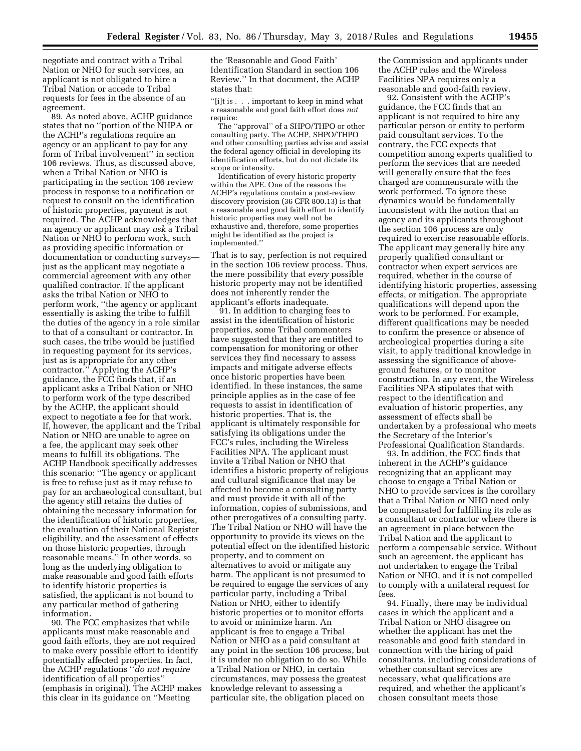negotiate and contract with a Tribal Nation or NHO for such services, an applicant is not obligated to hire a Tribal Nation or accede to Tribal requests for fees in the absence of an agreement.

89. As noted above, ACHP guidance states that no ''portion of the NHPA or the ACHP's regulations require an agency or an applicant to pay for any form of Tribal involvement'' in section 106 reviews. Thus, as discussed above, when a Tribal Nation or NHO is participating in the section 106 review process in response to a notification or request to consult on the identification of historic properties, payment is not required. The ACHP acknowledges that an agency or applicant may *ask* a Tribal Nation or NHO to perform work, such as providing specific information or documentation or conducting surveys—just as the applicant may negotiate a commercial agreement with any other qualified contractor. If the applicant asks the tribal Nation or NHO to perform work, ''the agency or applicant essentially is asking the tribe to fulfill the duties of the agency in a role similar to that of a consultant or contractor. In such cases, the tribe would be justified in requesting payment for its services, just as is appropriate for any other contractor.'' Applying the ACHP's guidance, the FCC finds that, if an applicant asks a Tribal Nation or NHO to perform work of the type described by the ACHP, the applicant should expect to negotiate a fee for that work. If, however, the applicant and the Tribal Nation or NHO are unable to agree on a fee, the applicant may seek other means to fulfill its obligations. The ACHP Handbook specifically addresses this scenario: ''The agency or applicant is free to refuse just as it may refuse to pay for an archaeological consultant, but the agency still retains the duties of obtaining the necessary information for the identification of historic properties, the evaluation of their National Register eligibility, and the assessment of effects on those historic properties, through reasonable means.'' In other words, so long as the underlying obligation to make reasonable and good faith efforts to identify historic properties is satisfied, the applicant is not bound to any particular method of gathering information.

90. The FCC emphasizes that while applicants must make reasonable and good faith efforts, they are not required to make every possible effort to identify potentially affected properties. In fact, the ACHP regulations ''*do not require* identification of all properties'' (emphasis in original). The ACHP makes this clear in its guidance on ''Meeting the 'Reasonable and Good Faith' Identification Standard in section 106 Review.'' In that document, the ACHP states that:

> ''[i]t is . . . important to keep in mind what a reasonable and good faith effort does *not* require:
>
> The ''approval'' of a SHPO/THPO or other consulting party. The ACHP, SHPO/THPO and other consulting parties advise and assist the federal agency official in developing its identification efforts, but do not dictate its scope or intensity.
>
> Identification of every historic property within the APE. One of the reasons the ACHP's regulations contain a post-review discovery provision (36 CFR 800.13) is that a reasonable and good faith effort to identify historic properties may well not be exhaustive and, therefore, some properties might be identified as the project is implemented.''

That is to say, perfection is not required in the section 106 review process. Thus, the mere possibility that *every* possible historic property may not be identified does not inherently render the applicant's efforts inadequate.

91. In addition to charging fees to assist in the identification of historic properties, some Tribal commenters have suggested that they are entitled to compensation for monitoring or other services they find necessary to assess impacts and mitigate adverse effects once historic properties have been identified. In these instances, the same principle applies as in the case of fee requests to assist in identification of historic properties. That is, the applicant is ultimately responsible for satisfying its obligations under the FCC's rules, including the Wireless Facilities NPA. The applicant must invite a Tribal Nation or NHO that identifies a historic property of religious and cultural significance that may be affected to become a consulting party and must provide it with all of the information, copies of submissions, and other prerogatives of a consulting party. The Tribal Nation or NHO will have the opportunity to provide its views on the potential effect on the identified historic property, and to comment on alternatives to avoid or mitigate any harm. The applicant is not presumed to be required to engage the services of any particular party, including a Tribal Nation or NHO, either to identify historic properties or to monitor efforts to avoid or minimize harm. An applicant is free to engage a Tribal Nation or NHO as a paid consultant at any point in the section 106 process, but it is under no obligation to do so. While a Tribal Nation or NHO, in certain circumstances, may possess the greatest knowledge relevant to assessing a particular site, the obligation placed on the Commission and applicants under the ACHP rules and the Wireless Facilities NPA requires only a reasonable and good-faith review.

92. Consistent with the ACHP's guidance, the FCC finds that an applicant is not required to hire any particular person or entity to perform paid consultant services. To the contrary, the FCC expects that competition among experts qualified to perform the services that are needed will generally ensure that the fees charged are commensurate with the work performed. To ignore these dynamics would be fundamentally inconsistent with the notion that an agency and its applicants throughout the section 106 process are only required to exercise reasonable efforts. The applicant may generally hire any properly qualified consultant or contractor when expert services are required, whether in the course of identifying historic properties, assessing effects, or mitigation. The appropriate qualifications will depend upon the work to be performed. For example, different qualifications may be needed to confirm the presence or absence of archeological properties during a site visit, to apply traditional knowledge in assessing the significance of above-ground features, or to monitor construction. In any event, the Wireless Facilities NPA stipulates that with respect to the identification and evaluation of historic properties, any assessment of effects shall be undertaken by a professional who meets the Secretary of the Interior's Professional Qualification Standards.

93. In addition, the FCC finds that inherent in the ACHP's guidance recognizing that an applicant may choose to engage a Tribal Nation or NHO to provide services is the corollary that a Tribal Nation or NHO need only be compensated for fulfilling its role as a consultant or contractor where there is an agreement in place between the Tribal Nation and the applicant to perform a compensable service. Without such an agreement, the applicant has not undertaken to engage the Tribal Nation or NHO, and it is not compelled to comply with a unilateral request for fees.

94. Finally, there may be individual cases in which the applicant and a Tribal Nation or NHO disagree on whether the applicant has met the reasonable and good faith standard in connection with the hiring of paid consultants, including considerations of whether consultant services are necessary, what qualifications are required, and whether the applicant's chosen consultant meets those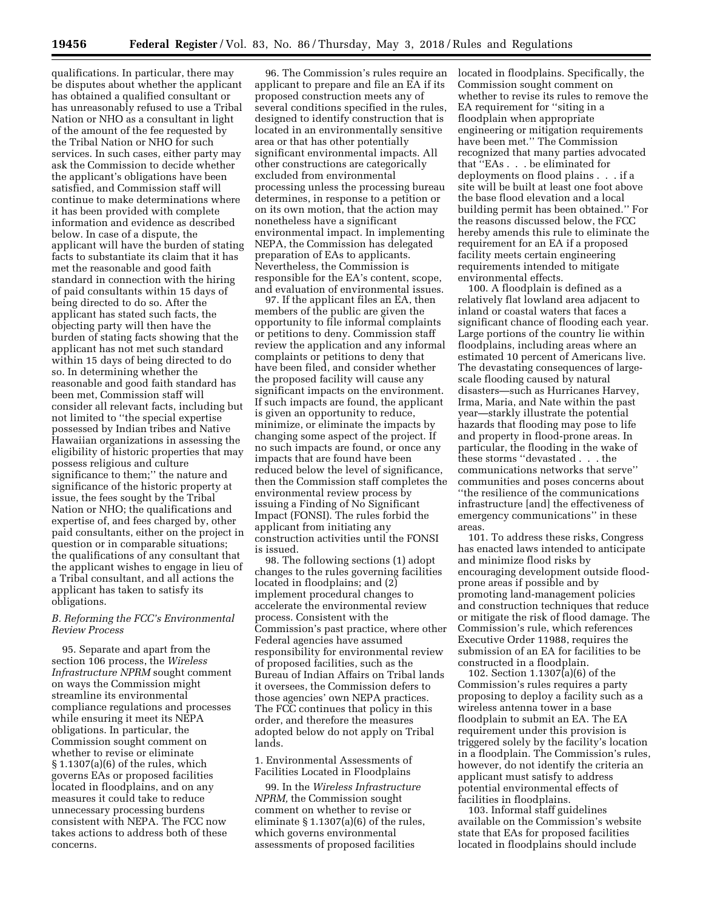qualifications. In particular, there may be disputes about whether the applicant has obtained a qualified consultant or has unreasonably refused to use a Tribal Nation or NHO as a consultant in light of the amount of the fee requested by the Tribal Nation or NHO for such services. In such cases, either party may ask the Commission to decide whether the applicant's obligations have been satisfied, and Commission staff will continue to make determinations where it has been provided with complete information and evidence as described below. In case of a dispute, the applicant will have the burden of stating facts to substantiate its claim that it has met the reasonable and good faith standard in connection with the hiring of paid consultants within 15 days of being directed to do so. After the applicant has stated such facts, the objecting party will then have the burden of stating facts showing that the applicant has not met such standard within 15 days of being directed to do so. In determining whether the reasonable and good faith standard has been met, Commission staff will consider all relevant facts, including but not limited to "the special expertise possessed by Indian tribes and Native Hawaiian organizations in assessing the eligibility of historic properties that may possess religious and culture significance to them;" the nature and significance of the historic property at issue, the fees sought by the Tribal Nation or NHO; the qualifications and expertise of, and fees charged by, other paid consultants, either on the project in question or in comparable situations; the qualifications of any consultant that the applicant wishes to engage in lieu of a Tribal consultant, and all actions the applicant has taken to satisfy its obligations.

### *B. Reforming the FCC's Environmental Review Process*

95. Separate and apart from the section 106 process, the *Wireless Infrastructure NPRM* sought comment on ways the Commission might streamline its environmental compliance regulations and processes while ensuring it meet its NEPA obligations. In particular, the Commission sought comment on whether to revise or eliminate § 1.1307(a)(6) of the rules, which governs EAs or proposed facilities located in floodplains, and on any measures it could take to reduce unnecessary processing burdens consistent with NEPA. The FCC now takes actions to address both of these concerns.

96. The Commission's rules require an applicant to prepare and file an EA if its proposed construction meets any of several conditions specified in the rules, designed to identify construction that is located in an environmentally sensitive area or that has other potentially significant environmental impacts. All other constructions are categorically excluded from environmental processing unless the processing bureau determines, in response to a petition or on its own motion, that the action may nonetheless have a significant environmental impact. In implementing NEPA, the Commission has delegated preparation of EAs to applicants. Nevertheless, the Commission is responsible for the EA's content, scope, and evaluation of environmental issues.

97. If the applicant files an EA, then members of the public are given the opportunity to file informal complaints or petitions to deny. Commission staff review the application and any informal complaints or petitions to deny that have been filed, and consider whether the proposed facility will cause any significant impacts on the environment. If such impacts are found, the applicant is given an opportunity to reduce, minimize, or eliminate the impacts by changing some aspect of the project. If no such impacts are found, or once any impacts that are found have been reduced below the level of significance, then the Commission staff completes the environmental review process by issuing a Finding of No Significant Impact (FONSI). The rules forbid the applicant from initiating any construction activities until the FONSI is issued.

98. The following sections (1) adopt changes to the rules governing facilities located in floodplains; and (2) implement procedural changes to accelerate the environmental review process. Consistent with the Commission's past practice, where other Federal agencies have assumed responsibility for environmental review of proposed facilities, such as the Bureau of Indian Affairs on Tribal lands it oversees, the Commission defers to those agencies' own NEPA practices. The FCC continues that policy in this order, and therefore the measures adopted below do not apply on Tribal lands.

#### 1. Environmental Assessments of Facilities Located in Floodplains

99. In the *Wireless Infrastructure NPRM,* the Commission sought comment on whether to revise or eliminate § 1.1307(a)(6) of the rules, which governs environmental assessments of proposed facilities located in floodplains. Specifically, the Commission sought comment on whether to revise its rules to remove the EA requirement for "siting in a floodplain when appropriate engineering or mitigation requirements have been met." The Commission recognized that many parties advocated that "EAs . . . be eliminated for deployments on flood plains . . . if a site will be built at least one foot above the base flood elevation and a local building permit has been obtained." For the reasons discussed below, the FCC hereby amends this rule to eliminate the requirement for an EA if a proposed facility meets certain engineering requirements intended to mitigate environmental effects.

100. A floodplain is defined as a relatively flat lowland area adjacent to inland or coastal waters that faces a significant chance of flooding each year. Large portions of the country lie within floodplains, including areas where an estimated 10 percent of Americans live. The devastating consequences of large-scale flooding caused by natural disasters—such as Hurricanes Harvey, Irma, Maria, and Nate within the past year—starkly illustrate the potential hazards that flooding may pose to life and property in flood-prone areas. In particular, the flooding in the wake of these storms "devastated . . . the communications networks that serve" communities and poses concerns about "the resilience of the communications infrastructure [and] the effectiveness of emergency communications" in these areas.

101. To address these risks, Congress has enacted laws intended to anticipate and minimize flood risks by encouraging development outside flood-prone areas if possible and by promoting land-management policies and construction techniques that reduce or mitigate the risk of flood damage. The Commission's rule, which references Executive Order 11988, requires the submission of an EA for facilities to be constructed in a floodplain.

102. Section 1.1307(a)(6) of the Commission's rules requires a party proposing to deploy a facility such as a wireless antenna tower in a base floodplain to submit an EA. The EA requirement under this provision is triggered solely by the facility's location in a floodplain. The Commission's rules, however, do not identify the criteria an applicant must satisfy to address potential environmental effects of facilities in floodplains.

103. Informal staff guidelines available on the Commission's website state that EAs for proposed facilities located in floodplains should include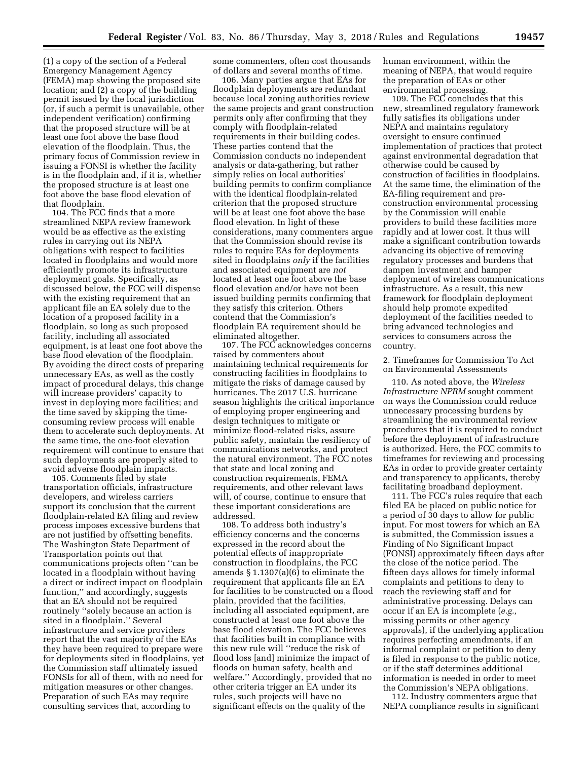(1) a copy of the section of a Federal Emergency Management Agency (FEMA) map showing the proposed site location; and (2) a copy of the building permit issued by the local jurisdiction (or, if such a permit is unavailable, other independent verification) confirming that the proposed structure will be at least one foot above the base flood elevation of the floodplain. Thus, the primary focus of Commission review in issuing a FONSI is whether the facility is in the floodplain and, if it is, whether the proposed structure is at least one foot above the base flood elevation of that floodplain.

104. The FCC finds that a more streamlined NEPA review framework would be as effective as the existing rules in carrying out its NEPA obligations with respect to facilities located in floodplains and would more efficiently promote its infrastructure deployment goals. Specifically, as discussed below, the FCC will dispense with the existing requirement that an applicant file an EA solely due to the location of a proposed facility in a floodplain, so long as such proposed facility, including all associated equipment, is at least one foot above the base flood elevation of the floodplain. By avoiding the direct costs of preparing unnecessary EAs, as well as the costly impact of procedural delays, this change will increase providers' capacity to invest in deploying more facilities; and the time saved by skipping the time-consuming review process will enable them to accelerate such deployments. At the same time, the one-foot elevation requirement will continue to ensure that such deployments are properly sited to avoid adverse floodplain impacts.

105. Comments filed by state transportation officials, infrastructure developers, and wireless carriers support its conclusion that the current floodplain-related EA filing and review process imposes excessive burdens that are not justified by offsetting benefits. The Washington State Department of Transportation points out that communications projects often ''can be located in a floodplain without having a direct or indirect impact on floodplain function,'' and accordingly, suggests that an EA should not be required routinely ''solely because an action is sited in a floodplain.'' Several infrastructure and service providers report that the vast majority of the EAs they have been required to prepare were for deployments sited in floodplains, yet the Commission staff ultimately issued FONSIs for all of them, with no need for mitigation measures or other changes. Preparation of such EAs may require consulting services that, according to some commenters, often cost thousands of dollars and several months of time.

106. Many parties argue that EAs for floodplain deployments are redundant because local zoning authorities review the same projects and grant construction permits only after confirming that they comply with floodplain-related requirements in their building codes. These parties contend that the Commission conducts no independent analysis or data-gathering, but rather simply relies on local authorities' building permits to confirm compliance with the identical floodplain-related criterion that the proposed structure will be at least one foot above the base flood elevation. In light of these considerations, many commenters argue that the Commission should revise its rules to require EAs for deployments sited in floodplains *only* if the facilities and associated equipment are *not* located at least one foot above the base flood elevation and/or have not been issued building permits confirming that they satisfy this criterion. Others contend that the Commission's floodplain EA requirement should be eliminated altogether.

107. The FCC acknowledges concerns raised by commenters about maintaining technical requirements for constructing facilities in floodplains to mitigate the risks of damage caused by hurricanes. The 2017 U.S. hurricane season highlights the critical importance of employing proper engineering and design techniques to mitigate or minimize flood-related risks, assure public safety, maintain the resiliency of communications networks, and protect the natural environment. The FCC notes that state and local zoning and construction requirements, FEMA requirements, and other relevant laws will, of course, continue to ensure that these important considerations are addressed.

108. To address both industry's efficiency concerns and the concerns expressed in the record about the potential effects of inappropriate construction in floodplains, the FCC amends § 1.1307(a)(6) to eliminate the requirement that applicants file an EA for facilities to be constructed on a flood plain, provided that the facilities, including all associated equipment, are constructed at least one foot above the base flood elevation. The FCC believes that facilities built in compliance with this new rule will ''reduce the risk of flood loss [and] minimize the impact of floods on human safety, health and welfare.'' Accordingly, provided that no other criteria trigger an EA under its rules, such projects will have no significant effects on the quality of the human environment, within the meaning of NEPA, that would require the preparation of EAs or other environmental processing.

109. The FCC concludes that this new, streamlined regulatory framework fully satisfies its obligations under NEPA and maintains regulatory oversight to ensure continued implementation of practices that protect against environmental degradation that otherwise could be caused by construction of facilities in floodplains. At the same time, the elimination of the EA-filing requirement and pre-construction environmental processing by the Commission will enable providers to build these facilities more rapidly and at lower cost. It thus will make a significant contribution towards advancing its objective of removing regulatory processes and burdens that dampen investment and hamper deployment of wireless communications infrastructure. As a result, this new framework for floodplain deployment should help promote expedited deployment of the facilities needed to bring advanced technologies and services to consumers across the country.

2. Timeframes for Commission To Act on Environmental Assessments

110. As noted above, the *Wireless Infrastructure NPRM* sought comment on ways the Commission could reduce unnecessary processing burdens by streamlining the environmental review procedures that it is required to conduct before the deployment of infrastructure is authorized. Here, the FCC commits to timeframes for reviewing and processing EAs in order to provide greater certainty and transparency to applicants, thereby facilitating broadband deployment.

111. The FCC's rules require that each filed EA be placed on public notice for a period of 30 days to allow for public input. For most towers for which an EA is submitted, the Commission issues a Finding of No Significant Impact (FONSI) approximately fifteen days after the close of the notice period. The fifteen days allows for timely informal complaints and petitions to deny to reach the reviewing staff and for administrative processing. Delays can occur if an EA is incomplete (*e.g.,* missing permits or other agency approvals), if the underlying application requires perfecting amendments, if an informal complaint or petition to deny is filed in response to the public notice, or if the staff determines additional information is needed in order to meet the Commission's NEPA obligations.

112. Industry commenters argue that NEPA compliance results in significant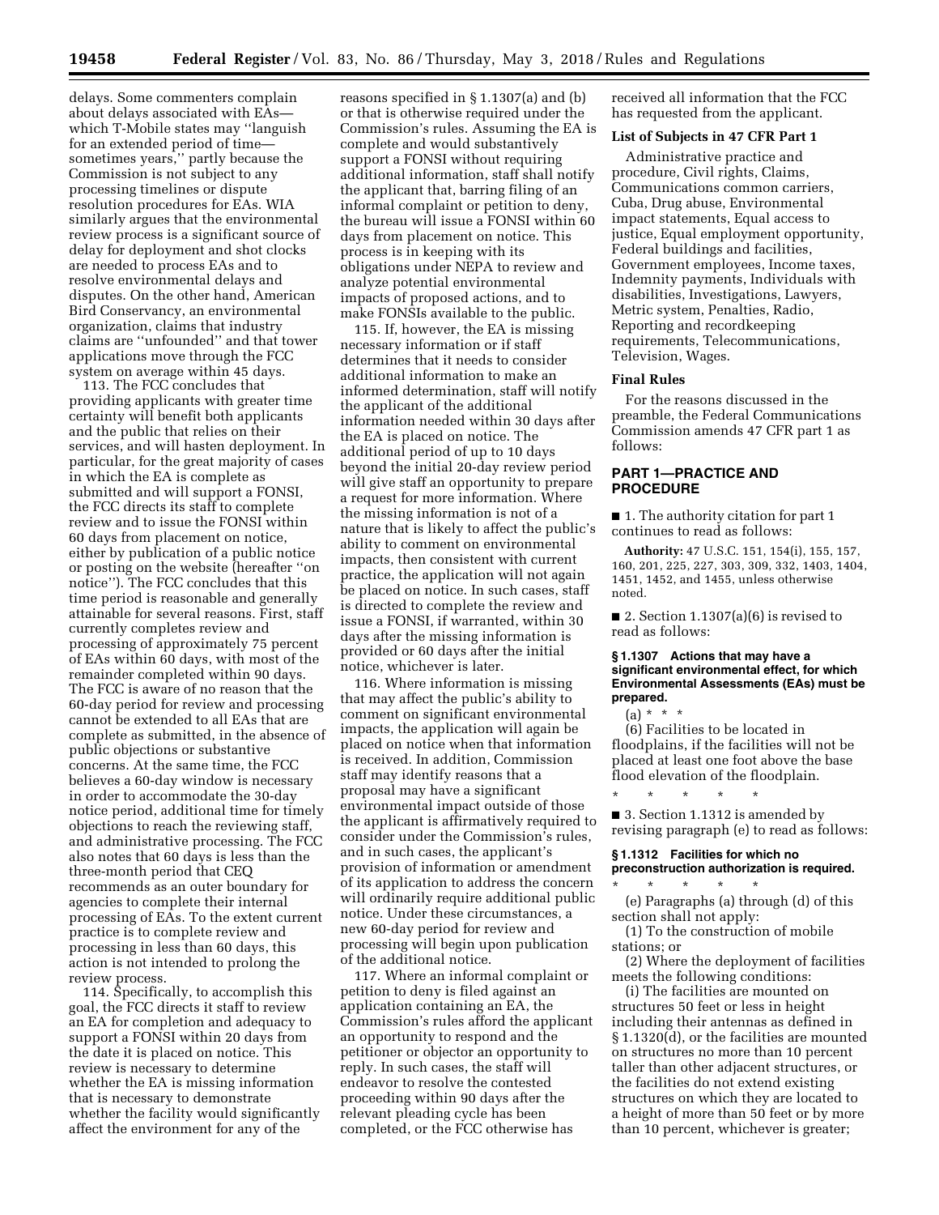delays. Some commenters complain about delays associated with EAs—which T-Mobile states may ''languish for an extended period of time—sometimes years,'' partly because the Commission is not subject to any processing timelines or dispute resolution procedures for EAs. WIA similarly argues that the environmental review process is a significant source of delay for deployment and shot clocks are needed to process EAs and to resolve environmental delays and disputes. On the other hand, American Bird Conservancy, an environmental organization, claims that industry claims are ''unfounded'' and that tower applications move through the FCC system on average within 45 days.

113. The FCC concludes that providing applicants with greater time certainty will benefit both applicants and the public that relies on their services, and will hasten deployment. In particular, for the great majority of cases in which the EA is complete as submitted and will support a FONSI, the FCC directs its staff to complete review and to issue the FONSI within 60 days from placement on notice, either by publication of a public notice or posting on the website (hereafter ''on notice''). The FCC concludes that this time period is reasonable and generally attainable for several reasons. First, staff currently completes review and processing of approximately 75 percent of EAs within 60 days, with most of the remainder completed within 90 days. The FCC is aware of no reason that the 60-day period for review and processing cannot be extended to all EAs that are complete as submitted, in the absence of public objections or substantive concerns. At the same time, the FCC believes a 60-day window is necessary in order to accommodate the 30-day notice period, additional time for timely objections to reach the reviewing staff, and administrative processing. The FCC also notes that 60 days is less than the three-month period that CEQ recommends as an outer boundary for agencies to complete their internal processing of EAs. To the extent current practice is to complete review and processing in less than 60 days, this action is not intended to prolong the review process.

114. Specifically, to accomplish this goal, the FCC directs it staff to review an EA for completion and adequacy to support a FONSI within 20 days from the date it is placed on notice. This review is necessary to determine whether the EA is missing information that is necessary to demonstrate whether the facility would significantly affect the environment for any of the reasons specified in § 1.1307(a) and (b) or that is otherwise required under the Commission's rules. Assuming the EA is complete and would substantively support a FONSI without requiring additional information, staff shall notify the applicant that, barring filing of an informal complaint or petition to deny, the bureau will issue a FONSI within 60 days from placement on notice. This process is in keeping with its obligations under NEPA to review and analyze potential environmental impacts of proposed actions, and to make FONSIs available to the public.

115. If, however, the EA is missing necessary information or if staff determines that it needs to consider additional information to make an informed determination, staff will notify the applicant of the additional information needed within 30 days after the EA is placed on notice. The additional period of up to 10 days beyond the initial 20-day review period will give staff an opportunity to prepare a request for more information. Where the missing information is not of a nature that is likely to affect the public's ability to comment on environmental impacts, then consistent with current practice, the application will not again be placed on notice. In such cases, staff is directed to complete the review and issue a FONSI, if warranted, within 30 days after the missing information is provided or 60 days after the initial notice, whichever is later.

116. Where information is missing that may affect the public's ability to comment on significant environmental impacts, the application will again be placed on notice when that information is received. In addition, Commission staff may identify reasons that a proposal may have a significant environmental impact outside of those the applicant is affirmatively required to consider under the Commission's rules, and in such cases, the applicant's provision of information or amendment of its application to address the concern will ordinarily require additional public notice. Under these circumstances, a new 60-day period for review and processing will begin upon publication of the additional notice.

117. Where an informal complaint or petition to deny is filed against an application containing an EA, the Commission's rules afford the applicant an opportunity to respond and the petitioner or objector an opportunity to reply. In such cases, the staff will endeavor to resolve the contested proceeding within 90 days after the relevant pleading cycle has been completed, or the FCC otherwise has received all information that the FCC has requested from the applicant.

**List of Subjects in 47 CFR Part 1**

Administrative practice and procedure, Civil rights, Claims, Communications common carriers, Cuba, Drug abuse, Environmental impact statements, Equal access to justice, Equal employment opportunity, Federal buildings and facilities, Government employees, Income taxes, Indemnity payments, Individuals with disabilities, Investigations, Lawyers, Metric system, Penalties, Radio, Reporting and recordkeeping requirements, Telecommunications, Television, Wages.

**Final Rules**

For the reasons discussed in the preamble, the Federal Communications Commission amends 47 CFR part 1 as follows:

## PART 1—PRACTICE AND PROCEDURE

■ 1. The authority citation for part 1 continues to read as follows:

**Authority:** 47 U.S.C. 151, 154(i), 155, 157, 160, 201, 225, 227, 303, 309, 332, 1403, 1404, 1451, 1452, and 1455, unless otherwise noted.

■ 2. Section 1.1307(a)(6) is revised to read as follows:

**§ 1.1307 Actions that may have a significant environmental effect, for which Environmental Assessments (EAs) must be prepared.**

(a) * * *

(6) Facilities to be located in floodplains, if the facilities will not be placed at least one foot above the base flood elevation of the floodplain.

\* \* \* \* \*

■ 3. Section 1.1312 is amended by revising paragraph (e) to read as follows:

**§ 1.1312 Facilities for which no preconstruction authorization is required.**

\* \* \* \* \*

(e) Paragraphs (a) through (d) of this section shall not apply:

(1) To the construction of mobile stations; or

(2) Where the deployment of facilities meets the following conditions:

(i) The facilities are mounted on structures 50 feet or less in height including their antennas as defined in § 1.1320(d), or the facilities are mounted on structures no more than 10 percent taller than other adjacent structures, or the facilities do not extend existing structures on which they are located to a height of more than 50 feet or by more than 10 percent, whichever is greater;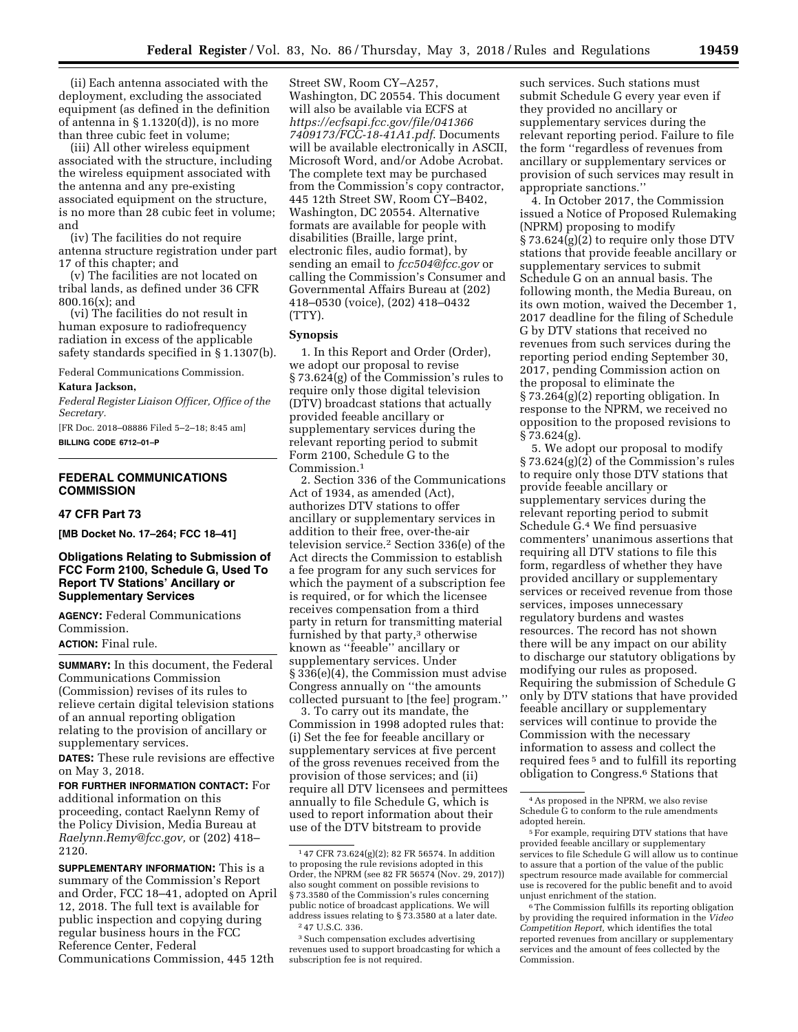(ii) Each antenna associated with the deployment, excluding the associated equipment (as defined in the definition of antenna in § 1.1320(d)), is no more than three cubic feet in volume;

(iii) All other wireless equipment associated with the structure, including the wireless equipment associated with the antenna and any pre-existing associated equipment on the structure, is no more than 28 cubic feet in volume; and

(iv) The facilities do not require antenna structure registration under part 17 of this chapter; and

(v) The facilities are not located on tribal lands, as defined under 36 CFR 800.16(x); and

(vi) The facilities do not result in human exposure to radiofrequency radiation in excess of the applicable safety standards specified in § 1.1307(b).

Federal Communications Commission.

**Katura Jackson,**

*Federal Register Liaison Officer, Office of the Secretary.*

[FR Doc. 2018–08886 Filed 5–2–18; 8:45 am]

**BILLING CODE 6712–01–P**

---

## FEDERAL COMMUNICATIONS COMMISSION

### 47 CFR Part 73

**[MB Docket No. 17–264; FCC 18–41]**

### Obligations Relating to Submission of FCC Form 2100, Schedule G, Used To Report TV Stations' Ancillary or Supplementary Services

**AGENCY:** Federal Communications Commission.

**ACTION:** Final rule.

**SUMMARY:** In this document, the Federal Communications Commission (Commission) revises of its rules to relieve certain digital television stations of an annual reporting obligation relating to the provision of ancillary or supplementary services.

**DATES:** These rule revisions are effective on May 3, 2018.

**FOR FURTHER INFORMATION CONTACT:** For additional information on this proceeding, contact Raelynn Remy of the Policy Division, Media Bureau at *Raelynn.Remy@fcc.gov,* or (202) 418–2120.

**SUPPLEMENTARY INFORMATION:** This is a summary of the Commission's Report and Order, FCC 18–41, adopted on April 12, 2018. The full text is available for public inspection and copying during regular business hours in the FCC Reference Center, Federal Communications Commission, 445 12th Street SW, Room CY–A257, Washington, DC 20554. This document will also be available via ECFS at *https://ecfsapi.fcc.gov/file/0413667409173/FCC-18-41A1.pdf*. Documents will be available electronically in ASCII, Microsoft Word, and/or Adobe Acrobat. The complete text may be purchased from the Commission's copy contractor, 445 12th Street SW, Room CY–B402, Washington, DC 20554. Alternative formats are available for people with disabilities (Braille, large print, electronic files, audio format), by sending an email to *fcc504@fcc.gov* or calling the Commission's Consumer and Governmental Affairs Bureau at (202) 418–0530 (voice), (202) 418–0432 (TTY).

### Synopsis

1. In this Report and Order (Order), we adopt our proposal to revise § 73.624(g) of the Commission's rules to require only those digital television (DTV) broadcast stations that actually provided feeable ancillary or supplementary services during the relevant reporting period to submit Form 2100, Schedule G to the Commission.[1]

2. Section 336 of the Communications Act of 1934, as amended (Act), authorizes DTV stations to offer ancillary or supplementary services in addition to their free, over-the-air television service.[2] Section 336(e) of the Act directs the Commission to establish a fee program for any such services for which the payment of a subscription fee is required, or for which the licensee receives compensation from a third party in return for transmitting material furnished by that party,[3] otherwise known as ''feeable'' ancillary or supplementary services. Under § 336(e)(4), the Commission must advise Congress annually on ''the amounts collected pursuant to [the fee] program.''

3. To carry out its mandate, the Commission in 1998 adopted rules that: (i) Set the fee for feeable ancillary or supplementary services at five percent of the gross revenues received from the provision of those services; and (ii) require all DTV licensees and permittees annually to file Schedule G, which is used to report information about their use of the DTV bitstream to provide such services. Such stations must submit Schedule G every year even if they provided no ancillary or supplementary services during the relevant reporting period. Failure to file the form ''regardless of revenues from ancillary or supplementary services or provision of such services may result in appropriate sanctions.''

4. In October 2017, the Commission issued a Notice of Proposed Rulemaking (NPRM) proposing to modify § 73.624(g)(2) to require only those DTV stations that provide feeable ancillary or supplementary services to submit Schedule G on an annual basis. The following month, the Media Bureau, on its own motion, waived the December 1, 2017 deadline for the filing of Schedule G by DTV stations that received no revenues from such services during the reporting period ending September 30, 2017, pending Commission action on the proposal to eliminate the § 73.264(g)(2) reporting obligation. In response to the NPRM, we received no opposition to the proposed revisions to § 73.624(g).

5. We adopt our proposal to modify § 73.624(g)(2) of the Commission's rules to require only those DTV stations that provide feeable ancillary or supplementary services during the relevant reporting period to submit Schedule G.[4] We find persuasive commenters' unanimous assertions that requiring all DTV stations to file this form, regardless of whether they have provided ancillary or supplementary services or received revenue from those services, imposes unnecessary regulatory burdens and wastes resources. The record has not shown there will be any impact on our ability to discharge our statutory obligations by modifying our rules as proposed. Requiring the submission of Schedule G only by DTV stations that have provided feeable ancillary or supplementary services will continue to provide the Commission with the necessary information to assess and collect the required fees[5] and to fulfill its reporting obligation to Congress.[6] Stations that

---

[1] 47 CFR 73.624(g)(2); 82 FR 56574. In addition to proposing the rule revisions adopted in this Order, the NPRM (see 82 FR 56574 (Nov. 29, 2017)) also sought comment on possible revisions to § 73.3580 of the Commission's rules concerning public notice of broadcast applications. We will address issues relating to § 73.3580 at a later date.

[2] 47 U.S.C. 336.

[3] Such compensation excludes advertising revenues used to support broadcasting for which a subscription fee is not required.

[4] As proposed in the NPRM, we also revise Schedule G to conform to the rule amendments adopted herein.

[5] For example, requiring DTV stations that have provided feeable ancillary or supplementary services to file Schedule G will allow us to continue to assure that a portion of the value of the public spectrum resource made available for commercial use is recovered for the public benefit and to avoid unjust enrichment of the station.

[6] The Commission fulfills its reporting obligation by providing the required information in the *Video Competition Report,* which identifies the total reported revenues from ancillary or supplementary services and the amount of fees collected by the Commission.